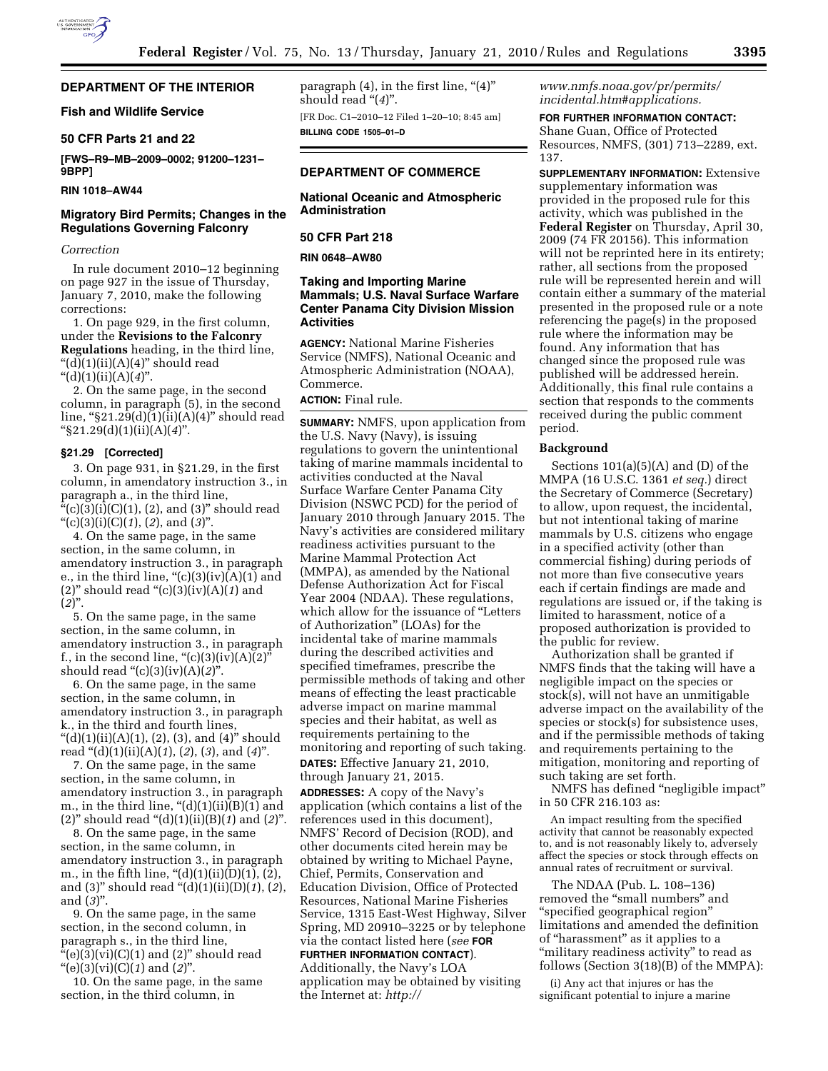## DEPARTMENT OF THE INTERIOR

### Fish and Wildlife Service

### 50 CFR Parts 21 and 22

**[FWS–R9–MB–2009–0002; 91200–1231–9BPP]**

**RIN 1018–AW44**

### Migratory Bird Permits; Changes in the Regulations Governing Falconry

*Correction*

In rule document 2010–12 beginning on page 927 in the issue of Thursday, January 7, 2010, make the following corrections:

1. On page 929, in the first column, under the **Revisions to the Falconry Regulations** heading, in the third line, "(d)(1)(ii)(A)(4)" should read "(d)(1)(ii)(A)(*4*)".

2. On the same page, in the second column, in paragraph (5), in the second line, "§21.29(d)(1)(ii)(A)(4)" should read "§21.29(d)(1)(ii)(A)(*4*)".

**§21.29 [Corrected]**

3. On page 931, in §21.29, in the first column, in amendatory instruction 3., in paragraph a., in the third line, "(c)(3)(i)(C)(1), (2), and (3)" should read "(c)(3)(i)(C)(*1*), (*2*), and (*3*)".

4. On the same page, in the same section, in the same column, in amendatory instruction 3., in paragraph e., in the third line, "(c)(3)(iv)(A)(1) and (2)" should read "(c)(3)(iv)(A)(*1*) and (*2*)".

5. On the same page, in the same section, in the same column, in amendatory instruction 3., in paragraph f., in the second line, "(c)(3)(iv)(A)(2)" should read "(c)(3)(iv)(A)(*2*)".

6. On the same page, in the same section, in the same column, in amendatory instruction 3., in paragraph k., in the third and fourth lines, "(d)(1)(ii)(A)(1), (2), (3), and (4)" should read "(d)(1)(ii)(A)(*1*), (*2*), (*3*), and (*4*)".

7. On the same page, in the same section, in the same column, in amendatory instruction 3., in paragraph m., in the third line, "(d)(1)(ii)(B)(1) and (2)" should read "(d)(1)(ii)(B)(*1*) and (*2*)".

8. On the same page, in the same section, in the same column, in amendatory instruction 3., in paragraph m., in the fifth line, "(d)(1)(ii)(D)(1), (2), and (3)" should read "(d)(1)(ii)(D)(*1*), (*2*), and (*3*)".

9. On the same page, in the same section, in the second column, in paragraph s., in the third line, "(e)(3)(vi)(C)(1) and (2)" should read "(e)(3)(vi)(C)(*1*) and (*2*)".

10. On the same page, in the same section, in the third column, in paragraph (4), in the first line, "(4)" should read "(*4*)".

[FR Doc. C1–2010–12 Filed 1–20–10; 8:45 am]

**BILLING CODE 1505–01–D**

## DEPARTMENT OF COMMERCE

### National Oceanic and Atmospheric Administration

### 50 CFR Part 218

**RIN 0648–AW80**

### Taking and Importing Marine Mammals; U.S. Naval Surface Warfare Center Panama City Division Mission Activities

**AGENCY:** National Marine Fisheries Service (NMFS), National Oceanic and Atmospheric Administration (NOAA), Commerce.

**ACTION:** Final rule.

**SUMMARY:** NMFS, upon application from the U.S. Navy (Navy), is issuing regulations to govern the unintentional taking of marine mammals incidental to activities conducted at the Naval Surface Warfare Center Panama City Division (NSWC PCD) for the period of January 2010 through January 2015. The Navy's activities are considered military readiness activities pursuant to the Marine Mammal Protection Act (MMPA), as amended by the National Defense Authorization Act for Fiscal Year 2004 (NDAA). These regulations, which allow for the issuance of "Letters of Authorization" (LOAs) for the incidental take of marine mammals during the described activities and specified timeframes, prescribe the permissible methods of taking and other means of effecting the least practicable adverse impact on marine mammal species and their habitat, as well as requirements pertaining to the monitoring and reporting of such taking.

**DATES:** Effective January 21, 2010, through January 21, 2015.

**ADDRESSES:** A copy of the Navy's application (which contains a list of the references used in this document), NMFS' Record of Decision (ROD), and other documents cited herein may be obtained by writing to Michael Payne, Chief, Permits, Conservation and Education Division, Office of Protected Resources, National Marine Fisheries Service, 1315 East-West Highway, Silver Spring, MD 20910–3225 or by telephone via the contact listed here (*see* **FOR FURTHER INFORMATION CONTACT**). Additionally, the Navy's LOA application may be obtained by visiting the Internet at: *http://www.nmfs.noaa.gov/pr/permits/incidental.htm#applications.*

**FOR FURTHER INFORMATION CONTACT:** Shane Guan, Office of Protected Resources, NMFS, (301) 713–2289, ext. 137.

**SUPPLEMENTARY INFORMATION:** Extensive supplementary information was provided in the proposed rule for this activity, which was published in the **Federal Register** on Thursday, April 30, 2009 (74 FR 20156). This information will not be reprinted here in its entirety; rather, all sections from the proposed rule will be represented herein and will contain either a summary of the material presented in the proposed rule or a note referencing the page(s) in the proposed rule where the information may be found. Any information that has changed since the proposed rule was published will be addressed herein. Additionally, this final rule contains a section that responds to the comments received during the public comment period.

**Background**

Sections 101(a)(5)(A) and (D) of the MMPA (16 U.S.C. 1361 *et seq.*) direct the Secretary of Commerce (Secretary) to allow, upon request, the incidental, but not intentional taking of marine mammals by U.S. citizens who engage in a specified activity (other than commercial fishing) during periods of not more than five consecutive years each if certain findings are made and regulations are issued or, if the taking is limited to harassment, notice of a proposed authorization is provided to the public for review.

Authorization shall be granted if NMFS finds that the taking will have a negligible impact on the species or stock(s), will not have an unmitigable adverse impact on the availability of the species or stock(s) for subsistence uses, and if the permissible methods of taking and requirements pertaining to the mitigation, monitoring and reporting of such taking are set forth.

NMFS has defined "negligible impact" in 50 CFR 216.103 as:

> An impact resulting from the specified activity that cannot be reasonably expected to, and is not reasonably likely to, adversely affect the species or stock through effects on annual rates of recruitment or survival.

The NDAA (Pub. L. 108–136) removed the "small numbers" and "specified geographical region" limitations and amended the definition of "harassment" as it applies to a "military readiness activity" to read as follows (Section 3(18)(B) of the MMPA):

> (i) Any act that injures or has the significant potential to injure a marine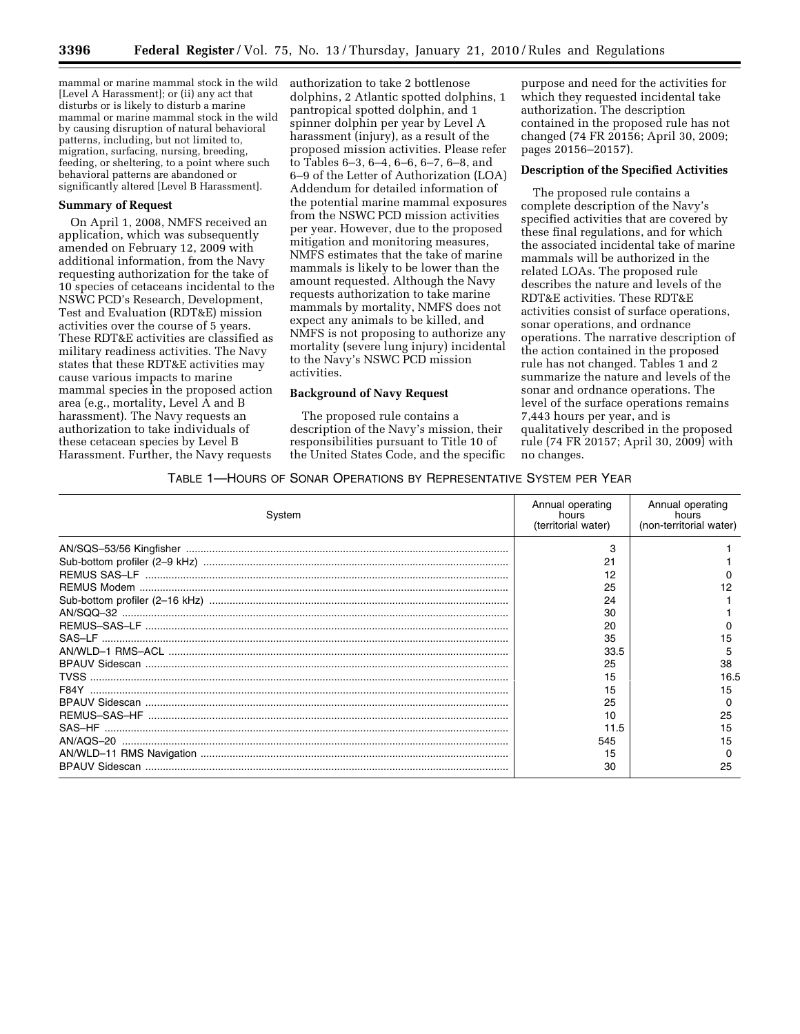mammal or marine mammal stock in the wild [Level A Harassment]; or (ii) any act that disturbs or is likely to disturb a marine mammal or marine mammal stock in the wild by causing disruption of natural behavioral patterns, including, but not limited to, migration, surfacing, nursing, breeding, feeding, or sheltering, to a point where such behavioral patterns are abandoned or significantly altered [Level B Harassment].

**Summary of Request**

On April 1, 2008, NMFS received an application, which was subsequently amended on February 12, 2009 with additional information, from the Navy requesting authorization for the take of 10 species of cetaceans incidental to the NSWC PCD's Research, Development, Test and Evaluation (RDT&E) mission activities over the course of 5 years. These RDT&E activities are classified as military readiness activities. The Navy states that these RDT&E activities may cause various impacts to marine mammal species in the proposed action area (e.g., mortality, Level A and B harassment). The Navy requests an authorization to take individuals of these cetacean species by Level B Harassment. Further, the Navy requests authorization to take 2 bottlenose dolphins, 2 Atlantic spotted dolphins, 1 pantropical spotted dolphin, and 1 spinner dolphin per year by Level A harassment (injury), as a result of the proposed mission activities. Please refer to Tables 6–3, 6–4, 6–6, 6–7, 6–8, and 6–9 of the Letter of Authorization (LOA) Addendum for detailed information of the potential marine mammal exposures from the NSWC PCD mission activities per year. However, due to the proposed mitigation and monitoring measures, NMFS estimates that the take of marine mammals is likely to be lower than the amount requested. Although the Navy requests authorization to take marine mammals by mortality, NMFS does not expect any animals to be killed, and NMFS is not proposing to authorize any mortality (severe lung injury) incidental to the Navy's NSWC PCD mission activities.

**Background of Navy Request**

The proposed rule contains a description of the Navy's mission, their responsibilities pursuant to Title 10 of the United States Code, and the specific purpose and need for the activities for which they requested incidental take authorization. The description contained in the proposed rule has not changed (74 FR 20156; April 30, 2009; pages 20156–20157).

**Description of the Specified Activities**

The proposed rule contains a complete description of the Navy's specified activities that are covered by these final regulations, and for which the associated incidental take of marine mammals will be authorized in the related LOAs. The proposed rule describes the nature and levels of the RDT&E activities. These RDT&E activities consist of surface operations, sonar operations, and ordnance operations. The narrative description of the action contained in the proposed rule has not changed. Tables 1 and 2 summarize the nature and levels of the sonar and ordnance operations. The level of the surface operations remains 7,443 hours per year, and is qualitatively described in the proposed rule (74 FR 20157; April 30, 2009) with no changes.

TABLE 1—HOURS OF SONAR OPERATIONS BY REPRESENTATIVE SYSTEM PER YEAR

| System | Annual operating hours (territorial water) | Annual operating hours (non-territorial water) |
|---|---|---|
| AN/SQS–53/56 Kingfisher | 3 | 1 |
| Sub-bottom profiler (2–9 kHz) | 21 | 1 |
| REMUS SAS–LF | 12 | 0 |
| REMUS Modem | 25 | 12 |
| Sub-bottom profiler (2–16 kHz) | 24 | 1 |
| AN/SQQ–32 | 30 | 1 |
| REMUS–SAS–LF | 20 | 0 |
| SAS–LF | 35 | 15 |
| AN/WLD–1 RMS–ACL | 33.5 | 5 |
| BPAUV Sidescan | 25 | 38 |
| TVSS | 15 | 16.5 |
| F84Y | 15 | 15 |
| BPAUV Sidescan | 25 | 0 |
| REMUS–SAS–HF | 10 | 25 |
| SAS–HF | 11.5 | 15 |
| AN/AQS–20 | 545 | 15 |
| AN/WLD–11 RMS Navigation | 15 | 0 |
| BPAUV Sidescan | 30 | 25 |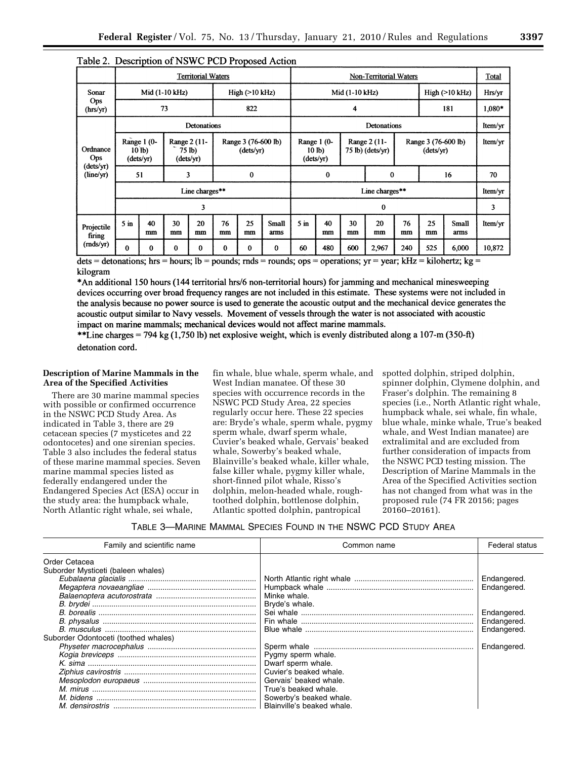Table 2. Description of NSWC PCD Proposed Action

| | Territorial Waters | | | | | | | Non-Territorial Waters | | | | | | | Total |
|---|---|---|---|---|---|---|---|---|---|---|---|---|---|---|---|
| Sonar Ops (hrs/yr) | Mid (1-10 kHz) | | | | High (>10 kHz) | | | Mid (1-10 kHz) | | | | | High (>10 kHz) | | Hrs/yr |
| | 73 | | | | 822 | | | 4 | | | | | 181 | | 1,080* |
| Ordnance Ops (dets/yr) (line/yr) | Detonations | | | | | | | Detonations | | | | | | | Item/yr |
| | Range 1 (0-10 lb) (dets/yr) | | Range 2 (11-75 lb) (dets/yr) | | Range 3 (76-600 lb) (dets/yr) | | | Range 1 (0-10 lb) (dets/yr) | | Range 2 (11-75 lb) (dets/yr) | | Range 3 (76-600 lb) (dets/yr) | | | Item/yr |
| | 51 | | 3 | | 0 | | | 0 | | 0 | | 16 | | | 70 |
| | Line charges** | | | | | | | Line charges** | | | | | | | Item/yr |
| | 3 | | | | | | | 0 | | | | | | | 3 |
| Projectile firing (rnds/yr) | 5 in | 40 mm | 30 mm | 20 mm | 76 mm | 25 mm | Small arms | 5 in | 40 mm | 30 mm | 20 mm | 76 mm | 25 mm | Small arms | Item/yr |
| | 0 | 0 | 0 | 0 | 0 | 0 | 0 | 60 | 480 | 600 | 2,967 | 240 | 525 | 6,000 | 10,872 |

dets = detonations; hrs = hours; lb = pounds; rnds = rounds; ops = operations; yr = year; kHz = kilohertz; kg = kilogram

*An additional 150 hours (144 territorial hrs/6 non-territorial hours) for jamming and mechanical minesweeping devices occurring over broad frequency ranges are not included in this estimate. These systems were not included in the analysis because no power source is used to generate the acoustic output and the mechanical device generates the acoustic output similar to Navy vessels. Movement of vessels through the water is not associated with acoustic impact on marine mammals; mechanical devices would not affect marine mammals.

**Line charges = 794 kg (1,750 lb) net explosive weight, which is evenly distributed along a 107-m (350-ft) detonation cord.

**Description of Marine Mammals in the Area of the Specified Activities**

There are 30 marine mammal species with possible or confirmed occurrence in the NSWC PCD Study Area. As indicated in Table 3, there are 29 cetacean species (7 mysticetes and 22 odontocetes) and one sirenian species. Table 3 also includes the federal status of these marine mammal species. Seven marine mammal species listed as federally endangered under the Endangered Species Act (ESA) occur in the study area: the humpback whale, North Atlantic right whale, sei whale, fin whale, blue whale, sperm whale, and West Indian manatee. Of these 30 species with occurrence records in the NSWC PCD Study Area, 22 species regularly occur here. These 22 species are: Bryde's whale, sperm whale, pygmy sperm whale, dwarf sperm whale, Cuvier's beaked whale, Gervais' beaked whale, Sowerby's beaked whale, Blainville's beaked whale, killer whale, false killer whale, pygmy killer whale, short-finned pilot whale, Risso's dolphin, melon-headed whale, rough-toothed dolphin, bottlenose dolphin, Atlantic spotted dolphin, pantropical spotted dolphin, striped dolphin, spinner dolphin, Clymene dolphin, and Fraser's dolphin. The remaining 8 species (i.e., North Atlantic right whale, humpback whale, sei whale, fin whale, blue whale, minke whale, True's beaked whale, and West Indian manatee) are extralimital and are excluded from further consideration of impacts from the NSWC PCD testing mission. The Description of Marine Mammals in the Area of the Specified Activities section has not changed from what was in the proposed rule (74 FR 20156; pages 20160–20161).

TABLE 3—MARINE MAMMAL SPECIES FOUND IN THE NSWC PCD STUDY AREA

| Family and scientific name | Common name | Federal status |
|---|---|---|
| Order Cetacea | | |
| Suborder Mysticeti (baleen whales) | | |
| *Eubalaena glacialis* | North Atlantic right whale | Endangered. |
| *Megaptera novaeangliae* | Humpback whale | Endangered. |
| *Balaenoptera acutorostrata* | Minke whale. | |
| *B. brydei* | Bryde's whale. | |
| *B. borealis* | Sei whale | Endangered. |
| *B. physalus* | Fin whale | Endangered. |
| *B. musculus* | Blue whale | Endangered. |
| Suborder Odontoceti (toothed whales) | | |
| *Physeter macrocephalus* | Sperm whale | Endangered. |
| *Kogia breviceps* | Pygmy sperm whale. | |
| *K. sima* | Dwarf sperm whale. | |
| *Ziphius cavirostris* | Cuvier's beaked whale. | |
| *Mesoplodon europaeus* | Gervais' beaked whale. | |
| *M. mirus* | True's beaked whale. | |
| *M. bidens* | Sowerby's beaked whale. | |
| *M. densirostris* | Blainville's beaked whale. | |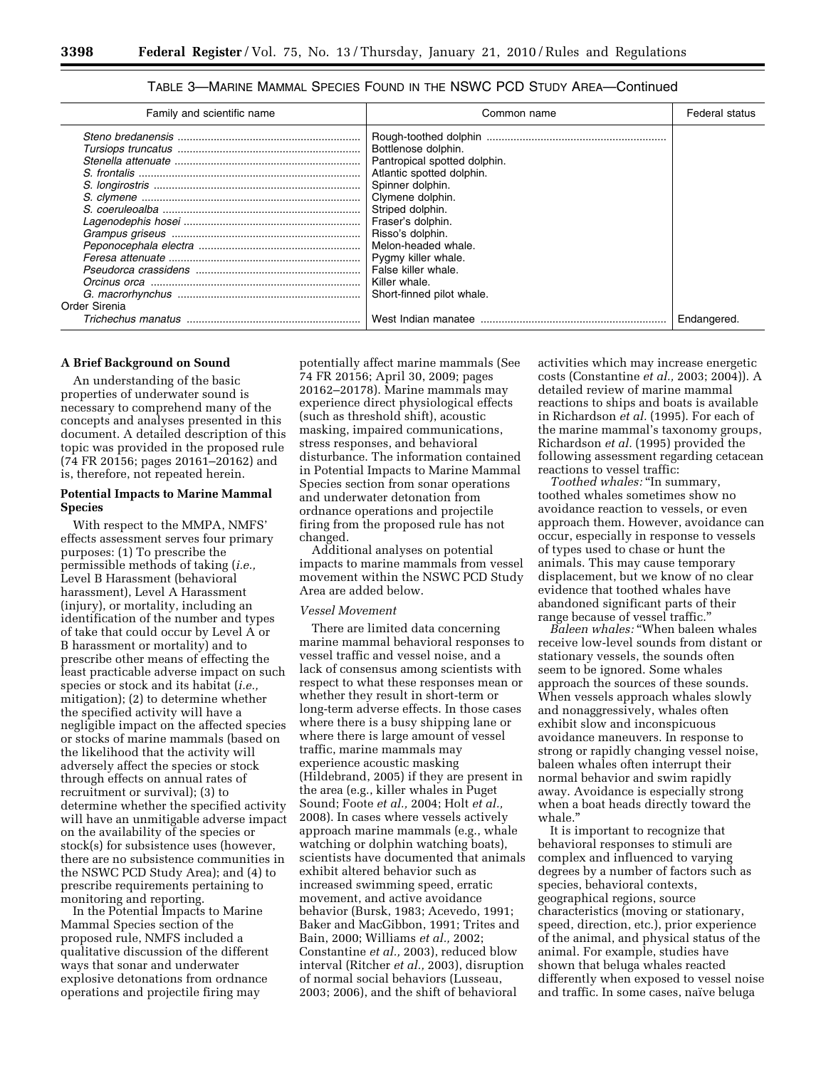TABLE 3—MARINE MAMMAL SPECIES FOUND IN THE NSWC PCD STUDY AREA—Continued

| Family and scientific name | Common name | Federal status |
|---|---|---|
| *Steno bredanensis* | Rough-toothed dolphin | |
| *Tursiops truncatus* | Bottlenose dolphin. | |
| *Stenella attenuate* | Pantropical spotted dolphin. | |
| *S. frontalis* | Atlantic spotted dolphin. | |
| *S. longirostris* | Spinner dolphin. | |
| *S. clymene* | Clymene dolphin. | |
| *S. coeruleoalba* | Striped dolphin. | |
| *Lagenodephis hosei* | Fraser's dolphin. | |
| *Grampus griseus* | Risso's dolphin. | |
| *Peponocephala electra* | Melon-headed whale. | |
| *Feresa attenuate* | Pygmy killer whale. | |
| *Pseudorca crassidens* | False killer whale. | |
| *Orcinus orca* | Killer whale. | |
| *G. macrorhynchus* | Short-finned pilot whale. | |
| Order Sirenia | | |
| *Trichechus manatus* | West Indian manatee | Endangered. |

**A Brief Background on Sound**

An understanding of the basic properties of underwater sound is necessary to comprehend many of the concepts and analyses presented in this document. A detailed description of this topic was provided in the proposed rule (74 FR 20156; pages 20161–20162) and is, therefore, not repeated herein.

**Potential Impacts to Marine Mammal Species**

With respect to the MMPA, NMFS' effects assessment serves four primary purposes: (1) To prescribe the permissible methods of taking (*i.e.,* Level B Harassment (behavioral harassment), Level A Harassment (injury), or mortality, including an identification of the number and types of take that could occur by Level A or B harassment or mortality) and to prescribe other means of effecting the least practicable adverse impact on such species or stock and its habitat (*i.e.,* mitigation); (2) to determine whether the specified activity will have a negligible impact on the affected species or stocks of marine mammals (based on the likelihood that the activity will adversely affect the species or stock through effects on annual rates of recruitment or survival); (3) to determine whether the specified activity will have an unmitigable adverse impact on the availability of the species or stock(s) for subsistence uses (however, there are no subsistence communities in the NSWC PCD Study Area); and (4) to prescribe requirements pertaining to monitoring and reporting.

In the Potential Impacts to Marine Mammal Species section of the proposed rule, NMFS included a qualitative discussion of the different ways that sonar and underwater explosive detonations from ordnance operations and projectile firing may potentially affect marine mammals (See 74 FR 20156; April 30, 2009; pages 20162–20178). Marine mammals may experience direct physiological effects (such as threshold shift), acoustic masking, impaired communications, stress responses, and behavioral disturbance. The information contained in Potential Impacts to Marine Mammal Species section from sonar operations and underwater detonation from ordnance operations and projectile firing from the proposed rule has not changed.

Additional analyses on potential impacts to marine mammals from vessel movement within the NSWC PCD Study Area are added below.

*Vessel Movement*

There are limited data concerning marine mammal behavioral responses to vessel traffic and vessel noise, and a lack of consensus among scientists with respect to what these responses mean or whether they result in short-term or long-term adverse effects. In those cases where there is a busy shipping lane or where there is large amount of vessel traffic, marine mammals may experience acoustic masking (Hildebrand, 2005) if they are present in the area (e.g., killer whales in Puget Sound; Foote *et al.,* 2004; Holt *et al.,* 2008). In cases where vessels actively approach marine mammals (e.g., whale watching or dolphin watching boats), scientists have documented that animals exhibit altered behavior such as increased swimming speed, erratic movement, and active avoidance behavior (Bursk, 1983; Acevedo, 1991; Baker and MacGibbon, 1991; Trites and Bain, 2000; Williams *et al.,* 2002; Constantine *et al.,* 2003), reduced blow interval (Ritcher *et al.,* 2003), disruption of normal social behaviors (Lusseau, 2003; 2006), and the shift of behavioral activities which may increase energetic costs (Constantine *et al.,* 2003; 2004)). A detailed review of marine mammal reactions to ships and boats is available in Richardson *et al.* (1995). For each of the marine mammal's taxonomy groups, Richardson *et al.* (1995) provided the following assessment regarding cetacean reactions to vessel traffic:

*Toothed whales:* "In summary, toothed whales sometimes show no avoidance reaction to vessels, or even approach them. However, avoidance can occur, especially in response to vessels of types used to chase or hunt the animals. This may cause temporary displacement, but we know of no clear evidence that toothed whales have abandoned significant parts of their range because of vessel traffic."

*Baleen whales:* "When baleen whales receive low-level sounds from distant or stationary vessels, the sounds often seem to be ignored. Some whales approach the sources of these sounds. When vessels approach whales slowly and nonaggressively, whales often exhibit slow and inconspicuous avoidance maneuvers. In response to strong or rapidly changing vessel noise, baleen whales often interrupt their normal behavior and swim rapidly away. Avoidance is especially strong when a boat heads directly toward the whale."

It is important to recognize that behavioral responses to stimuli are complex and influenced to varying degrees by a number of factors such as species, behavioral contexts, geographical regions, source characteristics (moving or stationary, speed, direction, etc.), prior experience of the animal, and physical status of the animal. For example, studies have shown that beluga whales reacted differently when exposed to vessel noise and traffic. In some cases, naïve beluga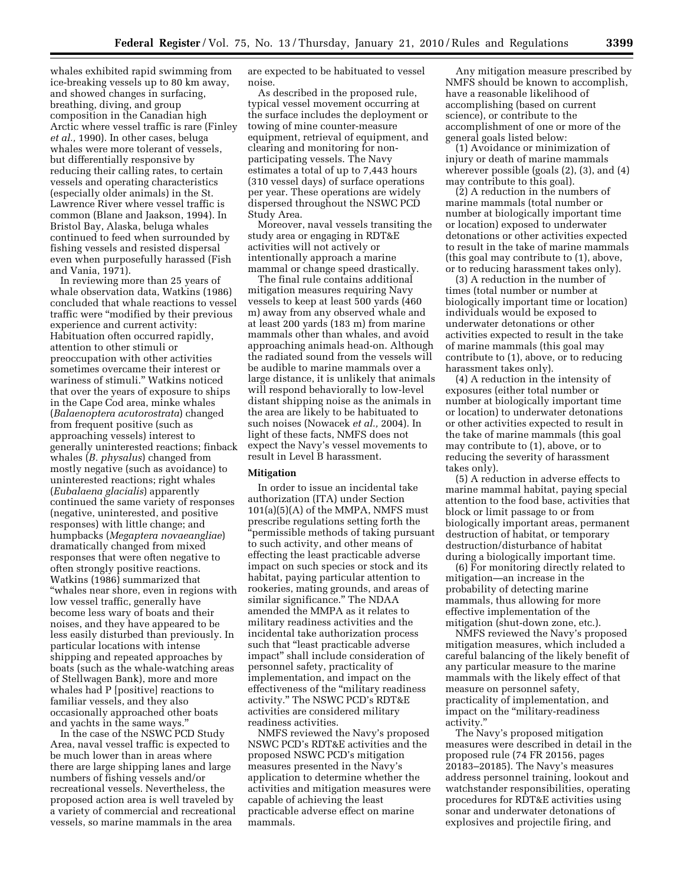whales exhibited rapid swimming from ice-breaking vessels up to 80 km away, and showed changes in surfacing, breathing, diving, and group composition in the Canadian high Arctic where vessel traffic is rare (Finley *et al.,* 1990). In other cases, beluga whales were more tolerant of vessels, but differentially responsive by reducing their calling rates, to certain vessels and operating characteristics (especially older animals) in the St. Lawrence River where vessel traffic is common (Blane and Jaakson, 1994). In Bristol Bay, Alaska, beluga whales continued to feed when surrounded by fishing vessels and resisted dispersal even when purposefully harassed (Fish and Vania, 1971).

In reviewing more than 25 years of whale observation data, Watkins (1986) concluded that whale reactions to vessel traffic were "modified by their previous experience and current activity: Habituation often occurred rapidly, attention to other stimuli or preoccupation with other activities sometimes overcame their interest or wariness of stimuli." Watkins noticed that over the years of exposure to ships in the Cape Cod area, minke whales (*Balaenoptera acutorostrata*) changed from frequent positive (such as approaching vessels) interest to generally uninterested reactions; finback whales (*B. physalus*) changed from mostly negative (such as avoidance) to uninterested reactions; right whales (*Eubalaena glacialis*) apparently continued the same variety of responses (negative, uninterested, and positive responses) with little change; and humpbacks (*Megaptera novaeangliae*) dramatically changed from mixed responses that were often negative to often strongly positive reactions. Watkins (1986) summarized that "whales near shore, even in regions with low vessel traffic, generally have become less wary of boats and their noises, and they have appeared to be less easily disturbed than previously. In particular locations with intense shipping and repeated approaches by boats (such as the whale-watching areas of Stellwagen Bank), more and more whales had P [positive] reactions to familiar vessels, and they also occasionally approached other boats and yachts in the same ways."

In the case of the NSWC PCD Study Area, naval vessel traffic is expected to be much lower than in areas where there are large shipping lanes and large numbers of fishing vessels and/or recreational vessels. Nevertheless, the proposed action area is well traveled by a variety of commercial and recreational vessels, so marine mammals in the area are expected to be habituated to vessel noise.

As described in the proposed rule, typical vessel movement occurring at the surface includes the deployment or towing of mine counter-measure equipment, retrieval of equipment, and clearing and monitoring for non-participating vessels. The Navy estimates a total of up to 7,443 hours (310 vessel days) of surface operations per year. These operations are widely dispersed throughout the NSWC PCD Study Area.

Moreover, naval vessels transiting the study area or engaging in RDT&E activities will not actively or intentionally approach a marine mammal or change speed drastically.

The final rule contains additional mitigation measures requiring Navy vessels to keep at least 500 yards (460 m) away from any observed whale and at least 200 yards (183 m) from marine mammals other than whales, and avoid approaching animals head-on. Although the radiated sound from the vessels will be audible to marine mammals over a large distance, it is unlikely that animals will respond behaviorally to low-level distant shipping noise as the animals in the area are likely to be habituated to such noises (Nowacek *et al.,* 2004). In light of these facts, NMFS does not expect the Navy's vessel movements to result in Level B harassment.

## Mitigation

In order to issue an incidental take authorization (ITA) under Section 101(a)(5)(A) of the MMPA, NMFS must prescribe regulations setting forth the "permissible methods of taking pursuant to such activity, and other means of effecting the least practicable adverse impact on such species or stock and its habitat, paying particular attention to rookeries, mating grounds, and areas of similar significance." The NDAA amended the MMPA as it relates to military readiness activities and the incidental take authorization process such that "least practicable adverse impact" shall include consideration of personnel safety, practicality of implementation, and impact on the effectiveness of the "military readiness activity." The NSWC PCD's RDT&E activities are considered military readiness activities.

NMFS reviewed the Navy's proposed NSWC PCD's RDT&E activities and the proposed NSWC PCD's mitigation measures presented in the Navy's application to determine whether the activities and mitigation measures were capable of achieving the least practicable adverse effect on marine mammals.

Any mitigation measure prescribed by NMFS should be known to accomplish, have a reasonable likelihood of accomplishing (based on current science), or contribute to the accomplishment of one or more of the general goals listed below:

(1) Avoidance or minimization of injury or death of marine mammals wherever possible (goals (2), (3), and (4) may contribute to this goal).

(2) A reduction in the numbers of marine mammals (total number or number at biologically important time or location) exposed to underwater detonations or other activities expected to result in the take of marine mammals (this goal may contribute to (1), above, or to reducing harassment takes only).

(3) A reduction in the number of times (total number or number at biologically important time or location) individuals would be exposed to underwater detonations or other activities expected to result in the take of marine mammals (this goal may contribute to (1), above, or to reducing harassment takes only).

(4) A reduction in the intensity of exposures (either total number or number at biologically important time or location) to underwater detonations or other activities expected to result in the take of marine mammals (this goal may contribute to (1), above, or to reducing the severity of harassment takes only).

(5) A reduction in adverse effects to marine mammal habitat, paying special attention to the food base, activities that block or limit passage to or from biologically important areas, permanent destruction of habitat, or temporary destruction/disturbance of habitat during a biologically important time.

(6) For monitoring directly related to mitigation—an increase in the probability of detecting marine mammals, thus allowing for more effective implementation of the mitigation (shut-down zone, etc.).

NMFS reviewed the Navy's proposed mitigation measures, which included a careful balancing of the likely benefit of any particular measure to the marine mammals with the likely effect of that measure on personnel safety, practicality of implementation, and impact on the "military-readiness activity."

The Navy's proposed mitigation measures were described in detail in the proposed rule (74 FR 20156, pages 20183–20185). The Navy's measures address personnel training, lookout and watchstander responsibilities, operating procedures for RDT&E activities using sonar and underwater detonations of explosives and projectile firing, and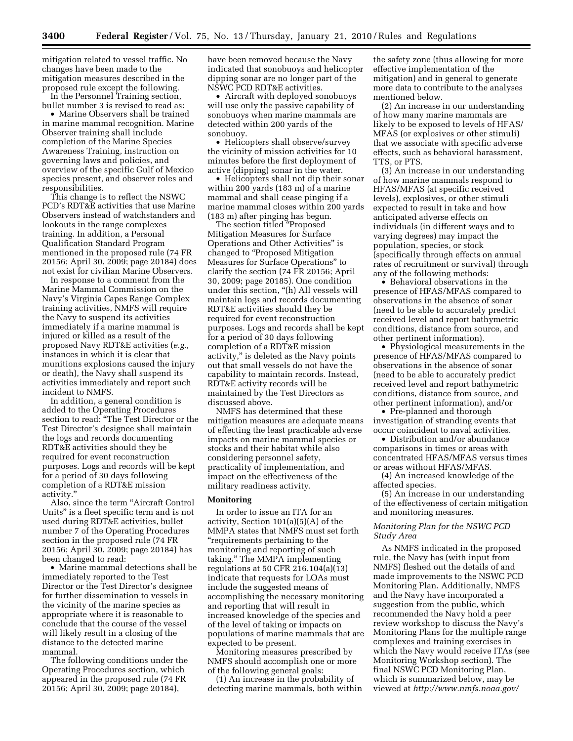mitigation related to vessel traffic. No changes have been made to the mitigation measures described in the proposed rule except the following.

In the Personnel Training section, bullet number 3 is revised to read as:

• Marine Observers shall be trained in marine mammal recognition. Marine Observer training shall include completion of the Marine Species Awareness Training, instruction on governing laws and policies, and overview of the specific Gulf of Mexico species present, and observer roles and responsibilities.

This change is to reflect the NSWC PCD's RDT&E activities that use Marine Observers instead of watchstanders and lookouts in the range complexes training. In addition, a Personal Qualification Standard Program mentioned in the proposed rule (74 FR 20156; April 30, 2009; page 20184) does not exist for civilian Marine Observers.

In response to a comment from the Marine Mammal Commission on the Navy's Virginia Capes Range Complex training activities, NMFS will require the Navy to suspend its activities immediately if a marine mammal is injured or killed as a result of the proposed Navy RDT&E activities (*e.g.,* instances in which it is clear that munitions explosions caused the injury or death), the Navy shall suspend its activities immediately and report such incident to NMFS.

In addition, a general condition is added to the Operating Procedures section to read: "The Test Director or the Test Director's designee shall maintain the logs and records documenting RDT&E activities should they be required for event reconstruction purposes. Logs and records will be kept for a period of 30 days following completion of a RDT&E mission activity."

Also, since the term "Aircraft Control Units" is a fleet specific term and is not used during RDT&E activities, bullet number 7 of the Operating Procedures section in the proposed rule (74 FR 20156; April 30, 2009; page 20184) has been changed to read:

• Marine mammal detections shall be immediately reported to the Test Director or the Test Director's designee for further dissemination to vessels in the vicinity of the marine species as appropriate where it is reasonable to conclude that the course of the vessel will likely result in a closing of the distance to the detected marine mammal.

The following conditions under the Operating Procedures section, which appeared in the proposed rule (74 FR 20156; April 30, 2009; page 20184), have been removed because the Navy indicated that sonobuoys and helicopter dipping sonar are no longer part of the NSWC PCD RDT&E activities.

• Aircraft with deployed sonobuoys will use only the passive capability of sonobuoys when marine mammals are detected within 200 yards of the sonobuoy.

• Helicopters shall observe/survey the vicinity of mission activities for 10 minutes before the first deployment of active (dipping) sonar in the water.

• Helicopters shall not dip their sonar within 200 yards (183 m) of a marine mammal and shall cease pinging if a marine mammal closes within 200 yards (183 m) after pinging has begun.

The section titled "Proposed Mitigation Measures for Surface Operations and Other Activities" is changed to "Proposed Mitigation Measures for Surface Operations" to clarify the section (74 FR 20156; April 30, 2009; page 20185). One condition under this section, "(h) All vessels will maintain logs and records documenting RDT&E activities should they be required for event reconstruction purposes. Logs and records shall be kept for a period of 30 days following completion of a RDT&E mission activity," is deleted as the Navy points out that small vessels do not have the capability to maintain records. Instead, RDT&E activity records will be maintained by the Test Directors as discussed above.

NMFS has determined that these mitigation measures are adequate means of effecting the least practicable adverse impacts on marine mammal species or stocks and their habitat while also considering personnel safety, practicality of implementation, and impact on the effectiveness of the military readiness activity.

## Monitoring

In order to issue an ITA for an activity, Section 101(a)(5)(A) of the MMPA states that NMFS must set forth "requirements pertaining to the monitoring and reporting of such taking." The MMPA implementing regulations at 50 CFR 216.104(a)(13) indicate that requests for LOAs must include the suggested means of accomplishing the necessary monitoring and reporting that will result in increased knowledge of the species and of the level of taking or impacts on populations of marine mammals that are expected to be present.

Monitoring measures prescribed by NMFS should accomplish one or more of the following general goals:

(1) An increase in the probability of detecting marine mammals, both within the safety zone (thus allowing for more effective implementation of the mitigation) and in general to generate more data to contribute to the analyses mentioned below.

(2) An increase in our understanding of how many marine mammals are likely to be exposed to levels of HFAS/MFAS (or explosives or other stimuli) that we associate with specific adverse effects, such as behavioral harassment, TTS, or PTS.

(3) An increase in our understanding of how marine mammals respond to HFAS/MFAS (at specific received levels), explosives, or other stimuli expected to result in take and how anticipated adverse effects on individuals (in different ways and to varying degrees) may impact the population, species, or stock (specifically through effects on annual rates of recruitment or survival) through any of the following methods:

• Behavioral observations in the presence of HFAS/MFAS compared to observations in the absence of sonar (need to be able to accurately predict received level and report bathymetric conditions, distance from source, and other pertinent information).

• Physiological measurements in the presence of HFAS/MFAS compared to observations in the absence of sonar (need to be able to accurately predict received level and report bathymetric conditions, distance from source, and other pertinent information), and/or

• Pre-planned and thorough investigation of stranding events that occur coincident to naval activities.

• Distribution and/or abundance comparisons in times or areas with concentrated HFAS/MFAS versus times or areas without HFAS/MFAS.

(4) An increased knowledge of the affected species.

(5) An increase in our understanding of the effectiveness of certain mitigation and monitoring measures.

### *Monitoring Plan for the NSWC PCD Study Area*

As NMFS indicated in the proposed rule, the Navy has (with input from NMFS) fleshed out the details of and made improvements to the NSWC PCD Monitoring Plan. Additionally, NMFS and the Navy have incorporated a suggestion from the public, which recommended the Navy hold a peer review workshop to discuss the Navy's Monitoring Plans for the multiple range complexes and training exercises in which the Navy would receive ITAs (see Monitoring Workshop section). The final NSWC PCD Monitoring Plan, which is summarized below, may be viewed at *http://www.nmfs.noaa.gov/*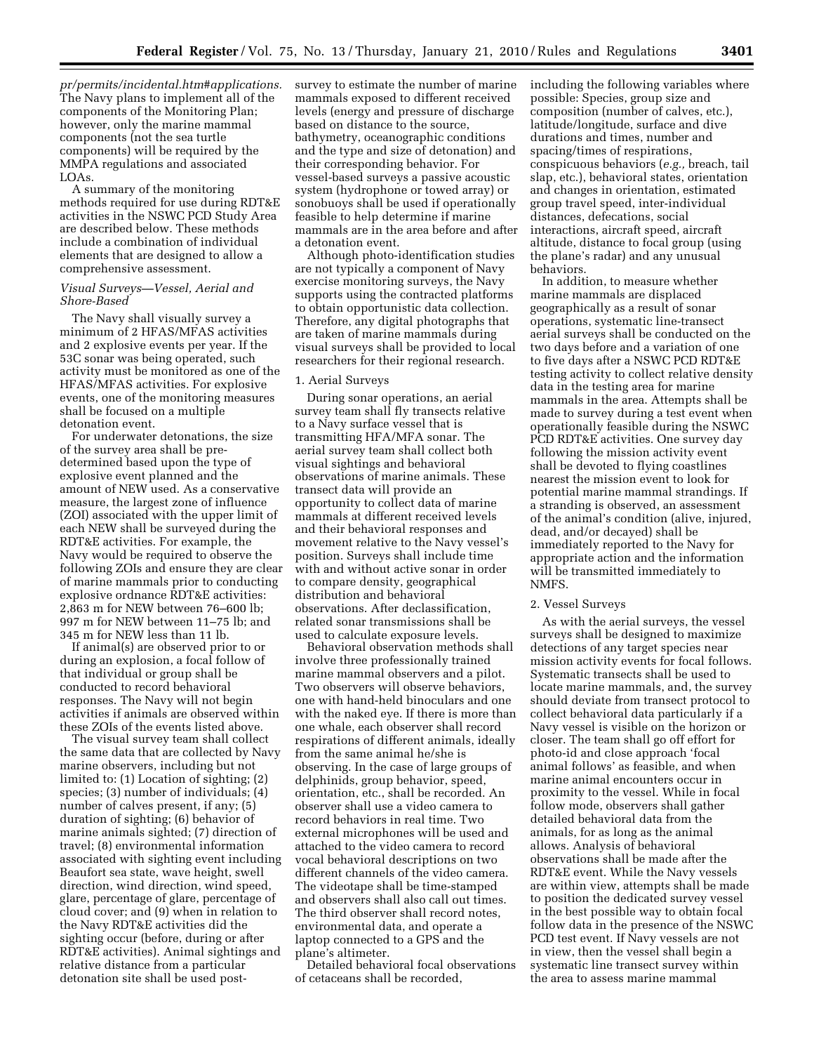*pr/permits/incidental.htm#applications.* The Navy plans to implement all of the components of the Monitoring Plan; however, only the marine mammal components (not the sea turtle components) will be required by the MMPA regulations and associated LOAs.

A summary of the monitoring methods required for use during RDT&E activities in the NSWC PCD Study Area are described below. These methods include a combination of individual elements that are designed to allow a comprehensive assessment.

### *Visual Surveys—Vessel, Aerial and Shore-Based*

The Navy shall visually survey a minimum of 2 HFAS/MFAS activities and 2 explosive events per year. If the 53C sonar was being operated, such activity must be monitored as one of the HFAS/MFAS activities. For explosive events, one of the monitoring measures shall be focused on a multiple detonation event.

For underwater detonations, the size of the survey area shall be pre-determined based upon the type of explosive event planned and the amount of NEW used. As a conservative measure, the largest zone of influence (ZOI) associated with the upper limit of each NEW shall be surveyed during the RDT&E activities. For example, the Navy would be required to observe the following ZOIs and ensure they are clear of marine mammals prior to conducting explosive ordnance RDT&E activities: 2,863 m for NEW between 76–600 lb; 997 m for NEW between 11–75 lb; and 345 m for NEW less than 11 lb.

If animal(s) are observed prior to or during an explosion, a focal follow of that individual or group shall be conducted to record behavioral responses. The Navy will not begin activities if animals are observed within these ZOIs of the events listed above.

The visual survey team shall collect the same data that are collected by Navy marine observers, including but not limited to: (1) Location of sighting; (2) species; (3) number of individuals; (4) number of calves present, if any; (5) duration of sighting; (6) behavior of marine animals sighted; (7) direction of travel; (8) environmental information associated with sighting event including Beaufort sea state, wave height, swell direction, wind direction, wind speed, glare, percentage of glare, percentage of cloud cover; and (9) when in relation to the Navy RDT&E activities did the sighting occur (before, during or after RDT&E activities). Animal sightings and relative distance from a particular detonation site shall be used post-survey to estimate the number of marine mammals exposed to different received levels (energy and pressure of discharge based on distance to the source, bathymetry, oceanographic conditions and the type and size of detonation) and their corresponding behavior. For vessel-based surveys a passive acoustic system (hydrophone or towed array) or sonobuoys shall be used if operationally feasible to help determine if marine mammals are in the area before and after a detonation event.

Although photo-identification studies are not typically a component of Navy exercise monitoring surveys, the Navy supports using the contracted platforms to obtain opportunistic data collection. Therefore, any digital photographs that are taken of marine mammals during visual surveys shall be provided to local researchers for their regional research.

#### 1. Aerial Surveys

During sonar operations, an aerial survey team shall fly transects relative to a Navy surface vessel that is transmitting HFA/MFA sonar. The aerial survey team shall collect both visual sightings and behavioral observations of marine animals. These transect data will provide an opportunity to collect data of marine mammals at different received levels and their behavioral responses and movement relative to the Navy vessel's position. Surveys shall include time with and without active sonar in order to compare density, geographical distribution and behavioral observations. After declassification, related sonar transmissions shall be used to calculate exposure levels.

Behavioral observation methods shall involve three professionally trained marine mammal observers and a pilot. Two observers will observe behaviors, one with hand-held binoculars and one with the naked eye. If there is more than one whale, each observer shall record respirations of different animals, ideally from the same animal he/she is observing. In the case of large groups of delphinids, group behavior, speed, orientation, etc., shall be recorded. An observer shall use a video camera to record behaviors in real time. Two external microphones will be used and attached to the video camera to record vocal behavioral descriptions on two different channels of the video camera. The videotape shall be time-stamped and observers shall also call out times. The third observer shall record notes, environmental data, and operate a laptop connected to a GPS and the plane's altimeter.

Detailed behavioral focal observations of cetaceans shall be recorded, including the following variables where possible: Species, group size and composition (number of calves, etc.), latitude/longitude, surface and dive durations and times, number and spacing/times of respirations, conspicuous behaviors (*e.g.,* breach, tail slap, etc.), behavioral states, orientation and changes in orientation, estimated group travel speed, inter-individual distances, defecations, social interactions, aircraft speed, aircraft altitude, distance to focal group (using the plane's radar) and any unusual behaviors.

In addition, to measure whether marine mammals are displaced geographically as a result of sonar operations, systematic line-transect aerial surveys shall be conducted on the two days before and a variation of one to five days after a NSWC PCD RDT&E testing activity to collect relative density data in the testing area for marine mammals in the area. Attempts shall be made to survey during a test event when operationally feasible during the NSWC PCD RDT&E activities. One survey day following the mission activity event shall be devoted to flying coastlines nearest the mission event to look for potential marine mammal strandings. If a stranding is observed, an assessment of the animal's condition (alive, injured, dead, and/or decayed) shall be immediately reported to the Navy for appropriate action and the information will be transmitted immediately to NMFS.

#### 2. Vessel Surveys

As with the aerial surveys, the vessel surveys shall be designed to maximize detections of any target species near mission activity events for focal follows. Systematic transects shall be used to locate marine mammals, and, the survey should deviate from transect protocol to collect behavioral data particularly if a Navy vessel is visible on the horizon or closer. The team shall go off effort for photo-id and close approach 'focal animal follows' as feasible, and when marine animal encounters occur in proximity to the vessel. While in focal follow mode, observers shall gather detailed behavioral data from the animals, for as long as the animal allows. Analysis of behavioral observations shall be made after the RDT&E event. While the Navy vessels are within view, attempts shall be made to position the dedicated survey vessel in the best possible way to obtain focal follow data in the presence of the NSWC PCD test event. If Navy vessels are not in view, then the vessel shall begin a systematic line transect survey within the area to assess marine mammal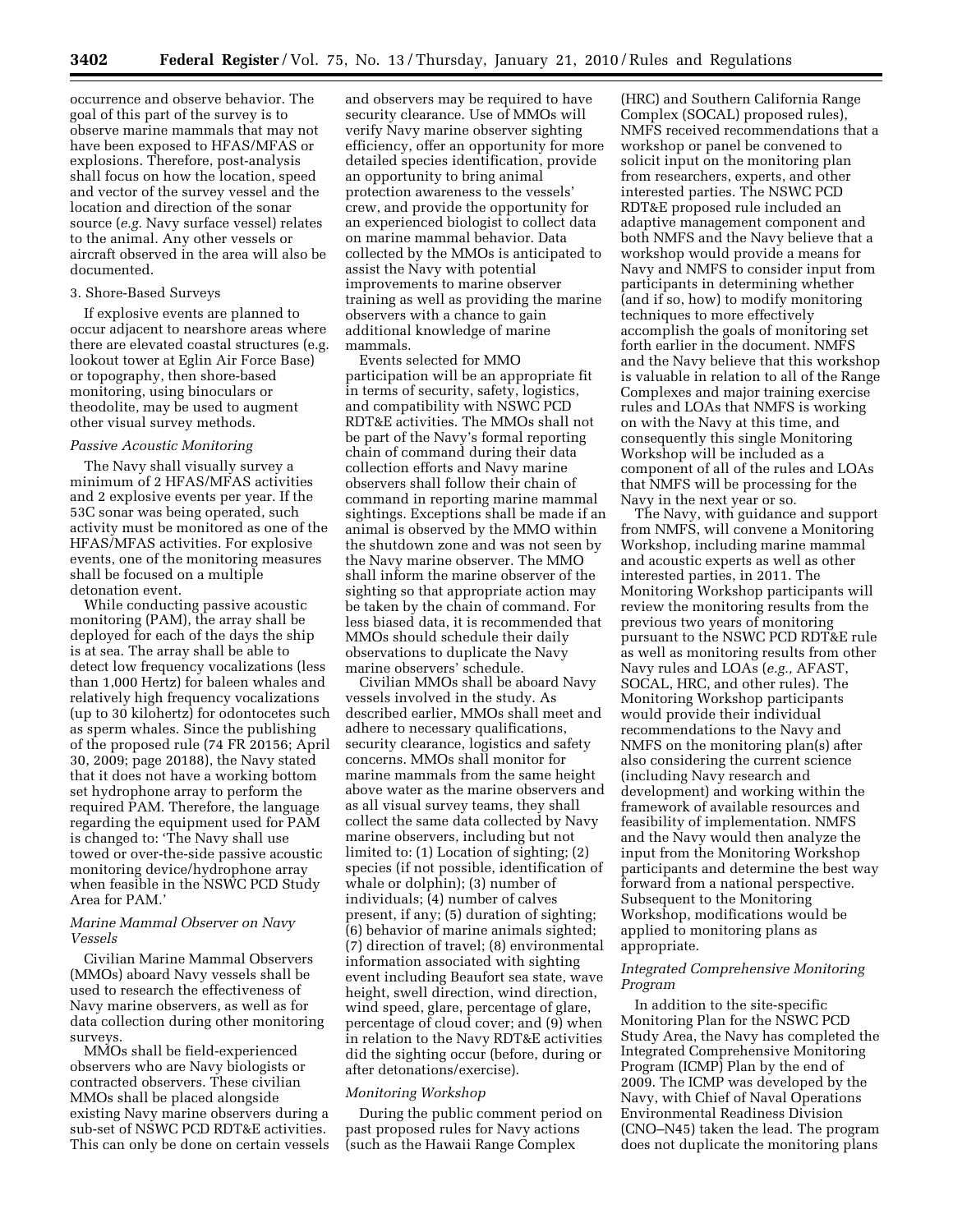occurrence and observe behavior. The goal of this part of the survey is to observe marine mammals that may not have been exposed to HFAS/MFAS or explosions. Therefore, post-analysis shall focus on how the location, speed and vector of the survey vessel and the location and direction of the sonar source (*e.g.* Navy surface vessel) relates to the animal. Any other vessels or aircraft observed in the area will also be documented.

3. Shore-Based Surveys

If explosive events are planned to occur adjacent to nearshore areas where there are elevated coastal structures (e.g. lookout tower at Eglin Air Force Base) or topography, then shore-based monitoring, using binoculars or theodolite, may be used to augment other visual survey methods.

*Passive Acoustic Monitoring*

The Navy shall visually survey a minimum of 2 HFAS/MFAS activities and 2 explosive events per year. If the 53C sonar was being operated, such activity must be monitored as one of the HFAS/MFAS activities. For explosive events, one of the monitoring measures shall be focused on a multiple detonation event.

While conducting passive acoustic monitoring (PAM), the array shall be deployed for each of the days the ship is at sea. The array shall be able to detect low frequency vocalizations (less than 1,000 Hertz) for baleen whales and relatively high frequency vocalizations (up to 30 kilohertz) for odontocetes such as sperm whales. Since the publishing of the proposed rule (74 FR 20156; April 30, 2009; page 20188), the Navy stated that it does not have a working bottom set hydrophone array to perform the required PAM. Therefore, the language regarding the equipment used for PAM is changed to: 'The Navy shall use towed or over-the-side passive acoustic monitoring device/hydrophone array when feasible in the NSWC PCD Study Area for PAM.'

*Marine Mammal Observer on Navy Vessels*

Civilian Marine Mammal Observers (MMOs) aboard Navy vessels shall be used to research the effectiveness of Navy marine observers, as well as for data collection during other monitoring surveys.

MMOs shall be field-experienced observers who are Navy biologists or contracted observers. These civilian MMOs shall be placed alongside existing Navy marine observers during a sub-set of NSWC PCD RDT&E activities. This can only be done on certain vessels and observers may be required to have security clearance. Use of MMOs will verify Navy marine observer sighting efficiency, offer an opportunity for more detailed species identification, provide an opportunity to bring animal protection awareness to the vessels' crew, and provide the opportunity for an experienced biologist to collect data on marine mammal behavior. Data collected by the MMOs is anticipated to assist the Navy with potential improvements to marine observer training as well as providing the marine observers with a chance to gain additional knowledge of marine mammals.

Events selected for MMO participation will be an appropriate fit in terms of security, safety, logistics, and compatibility with NSWC PCD RDT&E activities. The MMOs shall not be part of the Navy's formal reporting chain of command during their data collection efforts and Navy marine observers shall follow their chain of command in reporting marine mammal sightings. Exceptions shall be made if an animal is observed by the MMO within the shutdown zone and was not seen by the Navy marine observer. The MMO shall inform the marine observer of the sighting so that appropriate action may be taken by the chain of command. For less biased data, it is recommended that MMOs should schedule their daily observations to duplicate the Navy marine observers' schedule.

Civilian MMOs shall be aboard Navy vessels involved in the study. As described earlier, MMOs shall meet and adhere to necessary qualifications, security clearance, logistics and safety concerns. MMOs shall monitor for marine mammals from the same height above water as the marine observers and as all visual survey teams, they shall collect the same data collected by Navy marine observers, including but not limited to: (1) Location of sighting; (2) species (if not possible, identification of whale or dolphin); (3) number of individuals; (4) number of calves present, if any; (5) duration of sighting; (6) behavior of marine animals sighted; (7) direction of travel; (8) environmental information associated with sighting event including Beaufort sea state, wave height, swell direction, wind direction, wind speed, glare, percentage of glare, percentage of cloud cover; and (9) when in relation to the Navy RDT&E activities did the sighting occur (before, during or after detonations/exercise).

*Monitoring Workshop*

During the public comment period on past proposed rules for Navy actions (such as the Hawaii Range Complex (HRC) and Southern California Range Complex (SOCAL) proposed rules), NMFS received recommendations that a workshop or panel be convened to solicit input on the monitoring plan from researchers, experts, and other interested parties. The NSWC PCD RDT&E proposed rule included an adaptive management component and both NMFS and the Navy believe that a workshop would provide a means for Navy and NMFS to consider input from participants in determining whether (and if so, how) to modify monitoring techniques to more effectively accomplish the goals of monitoring set forth earlier in the document. NMFS and the Navy believe that this workshop is valuable in relation to all of the Range Complexes and major training exercise rules and LOAs that NMFS is working on with the Navy at this time, and consequently this single Monitoring Workshop will be included as a component of all of the rules and LOAs that NMFS will be processing for the Navy in the next year or so.

The Navy, with guidance and support from NMFS, will convene a Monitoring Workshop, including marine mammal and acoustic experts as well as other interested parties, in 2011. The Monitoring Workshop participants will review the monitoring results from the previous two years of monitoring pursuant to the NSWC PCD RDT&E rule as well as monitoring results from other Navy rules and LOAs (*e.g.,* AFAST, SOCAL, HRC, and other rules). The Monitoring Workshop participants would provide their individual recommendations to the Navy and NMFS on the monitoring plan(s) after also considering the current science (including Navy research and development) and working within the framework of available resources and feasibility of implementation. NMFS and the Navy would then analyze the input from the Monitoring Workshop participants and determine the best way forward from a national perspective. Subsequent to the Monitoring Workshop, modifications would be applied to monitoring plans as appropriate.

*Integrated Comprehensive Monitoring Program*

In addition to the site-specific Monitoring Plan for the NSWC PCD Study Area, the Navy has completed the Integrated Comprehensive Monitoring Program (ICMP) Plan by the end of 2009. The ICMP was developed by the Navy, with Chief of Naval Operations Environmental Readiness Division (CNO–N45) taken the lead. The program does not duplicate the monitoring plans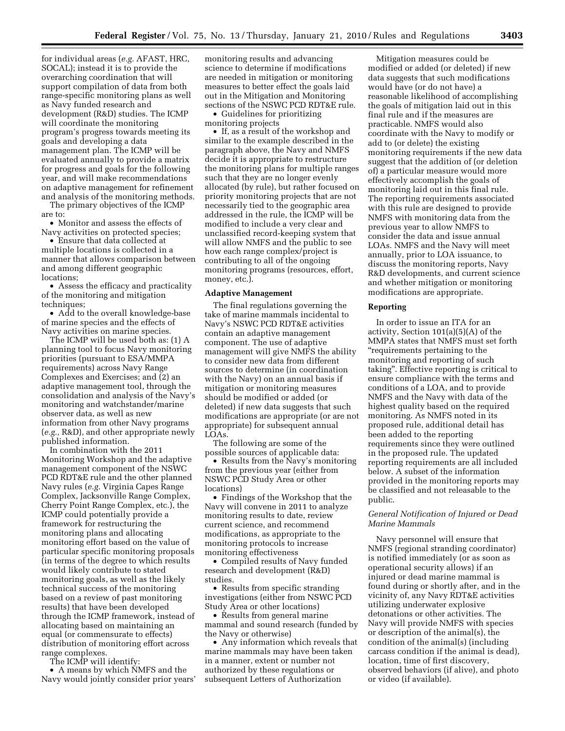for individual areas (*e.g.* AFAST, HRC, SOCAL); instead it is to provide the overarching coordination that will support compilation of data from both range-specific monitoring plans as well as Navy funded research and development (R&D) studies. The ICMP will coordinate the monitoring program's progress towards meeting its goals and developing a data management plan. The ICMP will be evaluated annually to provide a matrix for progress and goals for the following year, and will make recommendations on adaptive management for refinement and analysis of the monitoring methods.

The primary objectives of the ICMP are to:

- Monitor and assess the effects of Navy activities on protected species;
- Ensure that data collected at multiple locations is collected in a manner that allows comparison between and among different geographic locations;
- Assess the efficacy and practicality of the monitoring and mitigation techniques;
- Add to the overall knowledge-base of marine species and the effects of Navy activities on marine species.

The ICMP will be used both as: (1) A planning tool to focus Navy monitoring priorities (pursuant to ESA/MMPA requirements) across Navy Range Complexes and Exercises; and (2) an adaptive management tool, through the consolidation and analysis of the Navy's monitoring and watchstander/marine observer data, as well as new information from other Navy programs (*e.g.,* R&D), and other appropriate newly published information.

In combination with the 2011 Monitoring Workshop and the adaptive management component of the NSWC PCD RDT&E rule and the other planned Navy rules (*e.g.* Virginia Capes Range Complex, Jacksonville Range Complex, Cherry Point Range Complex, etc.), the ICMP could potentially provide a framework for restructuring the monitoring plans and allocating monitoring effort based on the value of particular specific monitoring proposals (in terms of the degree to which results would likely contribute to stated monitoring goals, as well as the likely technical success of the monitoring based on a review of past monitoring results) that have been developed through the ICMP framework, instead of allocating based on maintaining an equal (or commensurate to effects) distribution of monitoring effort across range complexes.

The ICMP will identify:

- A means by which NMFS and the Navy would jointly consider prior years' monitoring results and advancing science to determine if modifications are needed in mitigation or monitoring measures to better effect the goals laid out in the Mitigation and Monitoring sections of the NSWC PCD RDT&E rule.
- Guidelines for prioritizing monitoring projects
- If, as a result of the workshop and similar to the example described in the paragraph above, the Navy and NMFS decide it is appropriate to restructure the monitoring plans for multiple ranges such that they are no longer evenly allocated (by rule), but rather focused on priority monitoring projects that are not necessarily tied to the geographic area addressed in the rule, the ICMP will be modified to include a very clear and unclassified record-keeping system that will allow NMFS and the public to see how each range complex/project is contributing to all of the ongoing monitoring programs (resources, effort, money, etc.).

**Adaptive Management**

The final regulations governing the take of marine mammals incidental to Navy's NSWC PCD RDT&E activities contain an adaptive management component. The use of adaptive management will give NMFS the ability to consider new data from different sources to determine (in coordination with the Navy) on an annual basis if mitigation or monitoring measures should be modified or added (or deleted) if new data suggests that such modifications are appropriate (or are not appropriate) for subsequent annual LOAs.

The following are some of the possible sources of applicable data:

- Results from the Navy's monitoring from the previous year (either from NSWC PCD Study Area or other locations)
- Findings of the Workshop that the Navy will convene in 2011 to analyze monitoring results to date, review current science, and recommend modifications, as appropriate to the monitoring protocols to increase monitoring effectiveness
- Compiled results of Navy funded research and development (R&D) studies.
- Results from specific stranding investigations (either from NSWC PCD Study Area or other locations)
- Results from general marine mammal and sound research (funded by the Navy or otherwise)
- Any information which reveals that marine mammals may have been taken in a manner, extent or number not authorized by these regulations or subsequent Letters of Authorization

Mitigation measures could be modified or added (or deleted) if new data suggests that such modifications would have (or do not have) a reasonable likelihood of accomplishing the goals of mitigation laid out in this final rule and if the measures are practicable. NMFS would also coordinate with the Navy to modify or add to (or delete) the existing monitoring requirements if the new data suggest that the addition of (or deletion of) a particular measure would more effectively accomplish the goals of monitoring laid out in this final rule. The reporting requirements associated with this rule are designed to provide NMFS with monitoring data from the previous year to allow NMFS to consider the data and issue annual LOAs. NMFS and the Navy will meet annually, prior to LOA issuance, to discuss the monitoring reports, Navy R&D developments, and current science and whether mitigation or monitoring modifications are appropriate.

**Reporting**

In order to issue an ITA for an activity, Section 101(a)(5)(A) of the MMPA states that NMFS must set forth "requirements pertaining to the monitoring and reporting of such taking". Effective reporting is critical to ensure compliance with the terms and conditions of a LOA, and to provide NMFS and the Navy with data of the highest quality based on the required monitoring. As NMFS noted in its proposed rule, additional detail has been added to the reporting requirements since they were outlined in the proposed rule. The updated reporting requirements are all included below. A subset of the information provided in the monitoring reports may be classified and not releasable to the public.

*General Notification of Injured or Dead Marine Mammals*

Navy personnel will ensure that NMFS (regional stranding coordinator) is notified immediately (or as soon as operational security allows) if an injured or dead marine mammal is found during or shortly after, and in the vicinity of, any Navy RDT&E activities utilizing underwater explosive detonations or other activities. The Navy will provide NMFS with species or description of the animal(s), the condition of the animal(s) (including carcass condition if the animal is dead), location, time of first discovery, observed behaviors (if alive), and photo or video (if available).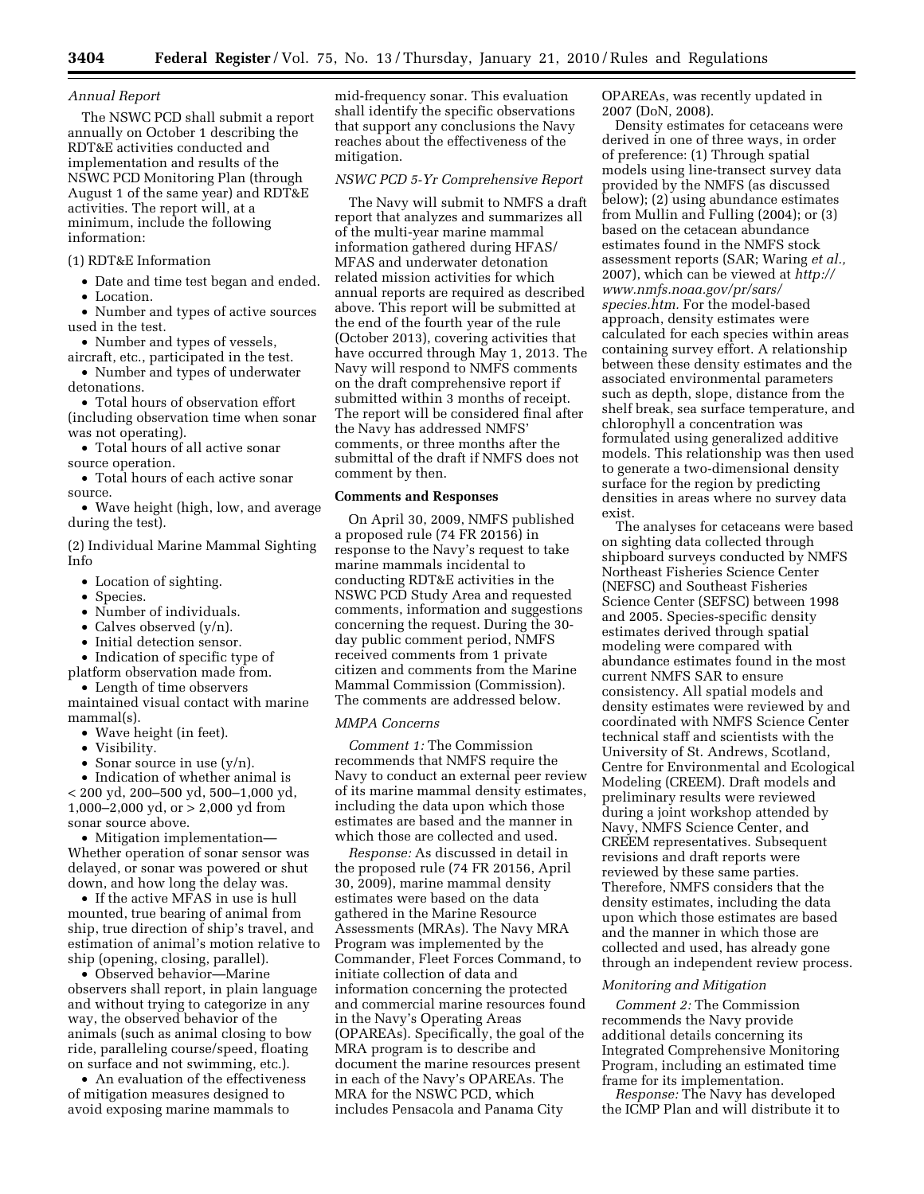*Annual Report*

The NSWC PCD shall submit a report annually on October 1 describing the RDT&E activities conducted and implementation and results of the NSWC PCD Monitoring Plan (through August 1 of the same year) and RDT&E activities. The report will, at a minimum, include the following information:

(1) RDT&E Information

- Date and time test began and ended.
- Location.
- Number and types of active sources used in the test.
- Number and types of vessels, aircraft, etc., participated in the test.
- Number and types of underwater detonations.
- Total hours of observation effort (including observation time when sonar was not operating).
- Total hours of all active sonar source operation.
- Total hours of each active sonar source.
- Wave height (high, low, and average during the test).

(2) Individual Marine Mammal Sighting Info

- Location of sighting.
- Species.
- Number of individuals.
- Calves observed (y/n).
- Initial detection sensor.
- Indication of specific type of platform observation made from.
- Length of time observers maintained visual contact with marine mammal(s).
- Wave height (in feet).
- Visibility.
- Sonar source in use (y/n).
- Indication of whether animal is < 200 yd, 200–500 yd, 500–1,000 yd, 1,000–2,000 yd, or > 2,000 yd from sonar source above.
- Mitigation implementation—Whether operation of sonar sensor was delayed, or sonar was powered or shut down, and how long the delay was.
- If the active MFAS in use is hull mounted, true bearing of animal from ship, true direction of ship's travel, and estimation of animal's motion relative to ship (opening, closing, parallel).
- Observed behavior—Marine observers shall report, in plain language and without trying to categorize in any way, the observed behavior of the animals (such as animal closing to bow ride, paralleling course/speed, floating on surface and not swimming, etc.).
- An evaluation of the effectiveness of mitigation measures designed to avoid exposing marine mammals to mid-frequency sonar. This evaluation shall identify the specific observations that support any conclusions the Navy reaches about the effectiveness of the mitigation.

*NSWC PCD 5-Yr Comprehensive Report*

The Navy will submit to NMFS a draft report that analyzes and summarizes all of the multi-year marine mammal information gathered during HFAS/MFAS and underwater detonation related mission activities for which annual reports are required as described above. This report will be submitted at the end of the fourth year of the rule (October 2013), covering activities that have occurred through May 1, 2013. The Navy will respond to NMFS comments on the draft comprehensive report if submitted within 3 months of receipt. The report will be considered final after the Navy has addressed NMFS' comments, or three months after the submittal of the draft if NMFS does not comment by then.

**Comments and Responses**

On April 30, 2009, NMFS published a proposed rule (74 FR 20156) in response to the Navy's request to take marine mammals incidental to conducting RDT&E activities in the NSWC PCD Study Area and requested comments, information and suggestions concerning the request. During the 30-day public comment period, NMFS received comments from 1 private citizen and comments from the Marine Mammal Commission (Commission). The comments are addressed below.

*MMPA Concerns*

*Comment 1:* The Commission recommends that NMFS require the Navy to conduct an external peer review of its marine mammal density estimates, including the data upon which those estimates are based and the manner in which those are collected and used.

*Response:* As discussed in detail in the proposed rule (74 FR 20156, April 30, 2009), marine mammal density estimates were based on the data gathered in the Marine Resource Assessments (MRAs). The Navy MRA Program was implemented by the Commander, Fleet Forces Command, to initiate collection of data and information concerning the protected and commercial marine resources found in the Navy's Operating Areas (OPAREAs). Specifically, the goal of the MRA program is to describe and document the marine resources present in each of the Navy's OPAREAs. The MRA for the NSWC PCD, which includes Pensacola and Panama City OPAREAs, was recently updated in 2007 (DoN, 2008).

Density estimates for cetaceans were derived in one of three ways, in order of preference: (1) Through spatial models using line-transect survey data provided by the NMFS (as discussed below); (2) using abundance estimates from Mullin and Fulling (2004); or (3) based on the cetacean abundance estimates found in the NMFS stock assessment reports (SAR; Waring *et al.,* 2007), which can be viewed at *http://www.nmfs.noaa.gov/pr/sars/species.htm.* For the model-based approach, density estimates were calculated for each species within areas containing survey effort. A relationship between these density estimates and the associated environmental parameters such as depth, slope, distance from the shelf break, sea surface temperature, and chlorophyll a concentration was formulated using generalized additive models. This relationship was then used to generate a two-dimensional density surface for the region by predicting densities in areas where no survey data exist.

The analyses for cetaceans were based on sighting data collected through shipboard surveys conducted by NMFS Northeast Fisheries Science Center (NEFSC) and Southeast Fisheries Science Center (SEFSC) between 1998 and 2005. Species-specific density estimates derived through spatial modeling were compared with abundance estimates found in the most current NMFS SAR to ensure consistency. All spatial models and density estimates were reviewed by and coordinated with NMFS Science Center technical staff and scientists with the University of St. Andrews, Scotland, Centre for Environmental and Ecological Modeling (CREEM). Draft models and preliminary results were reviewed during a joint workshop attended by Navy, NMFS Science Center, and CREEM representatives. Subsequent revisions and draft reports were reviewed by these same parties. Therefore, NMFS considers that the density estimates, including the data upon which those estimates are based and the manner in which those are collected and used, has already gone through an independent review process.

*Monitoring and Mitigation*

*Comment 2:* The Commission recommends the Navy provide additional details concerning its Integrated Comprehensive Monitoring Program, including an estimated time frame for its implementation.

*Response:* The Navy has developed the ICMP Plan and will distribute it to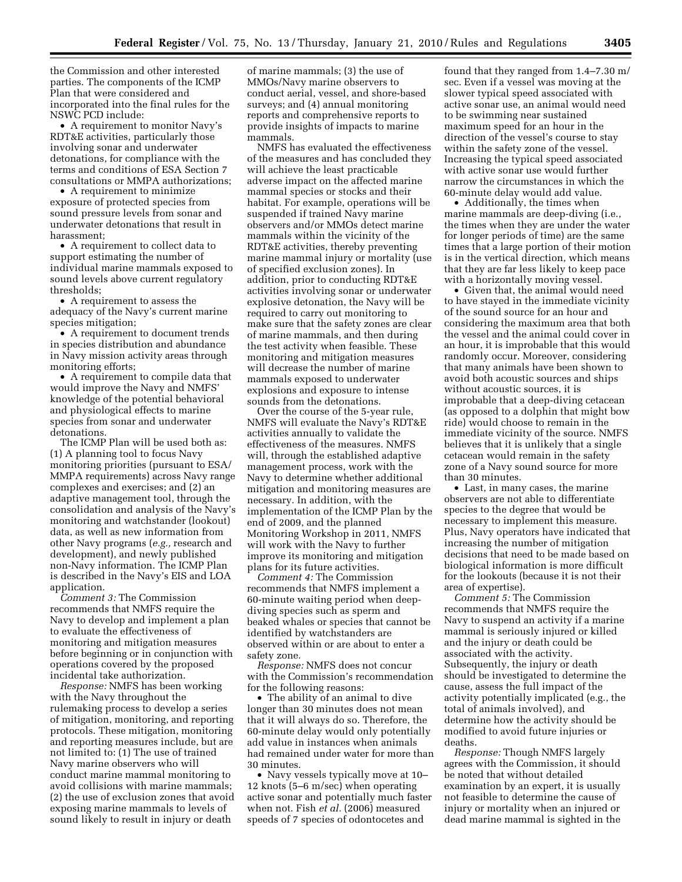the Commission and other interested parties. The components of the ICMP Plan that were considered and incorporated into the final rules for the NSWC PCD include:

- A requirement to monitor Navy's RDT&E activities, particularly those involving sonar and underwater detonations, for compliance with the terms and conditions of ESA Section 7 consultations or MMPA authorizations;
- A requirement to minimize exposure of protected species from sound pressure levels from sonar and underwater detonations that result in harassment;
- A requirement to collect data to support estimating the number of individual marine mammals exposed to sound levels above current regulatory thresholds;
- A requirement to assess the adequacy of the Navy's current marine species mitigation;
- A requirement to document trends in species distribution and abundance in Navy mission activity areas through monitoring efforts;
- A requirement to compile data that would improve the Navy and NMFS' knowledge of the potential behavioral and physiological effects to marine species from sonar and underwater detonations.

The ICMP Plan will be used both as: (1) A planning tool to focus Navy monitoring priorities (pursuant to ESA/MMPA requirements) across Navy range complexes and exercises; and (2) an adaptive management tool, through the consolidation and analysis of the Navy's monitoring and watchstander (lookout) data, as well as new information from other Navy programs (*e.g.,* research and development), and newly published non-Navy information. The ICMP Plan is described in the Navy's EIS and LOA application.

*Comment 3:* The Commission recommends that NMFS require the Navy to develop and implement a plan to evaluate the effectiveness of monitoring and mitigation measures before beginning or in conjunction with operations covered by the proposed incidental take authorization.

*Response:* NMFS has been working with the Navy throughout the rulemaking process to develop a series of mitigation, monitoring, and reporting protocols. These mitigation, monitoring and reporting measures include, but are not limited to: (1) The use of trained Navy marine observers who will conduct marine mammal monitoring to avoid collisions with marine mammals; (2) the use of exclusion zones that avoid exposing marine mammals to levels of sound likely to result in injury or death of marine mammals; (3) the use of MMOs/Navy marine observers to conduct aerial, vessel, and shore-based surveys; and (4) annual monitoring reports and comprehensive reports to provide insights of impacts to marine mammals.

NMFS has evaluated the effectiveness of the measures and has concluded they will achieve the least practicable adverse impact on the affected marine mammal species or stocks and their habitat. For example, operations will be suspended if trained Navy marine observers and/or MMOs detect marine mammals within the vicinity of the RDT&E activities, thereby preventing marine mammal injury or mortality (use of specified exclusion zones). In addition, prior to conducting RDT&E activities involving sonar or underwater explosive detonation, the Navy will be required to carry out monitoring to make sure that the safety zones are clear of marine mammals, and then during the test activity when feasible. These monitoring and mitigation measures will decrease the number of marine mammals exposed to underwater explosions and exposure to intense sounds from the detonations.

Over the course of the 5-year rule, NMFS will evaluate the Navy's RDT&E activities annually to validate the effectiveness of the measures. NMFS will, through the established adaptive management process, work with the Navy to determine whether additional mitigation and monitoring measures are necessary. In addition, with the implementation of the ICMP Plan by the end of 2009, and the planned Monitoring Workshop in 2011, NMFS will work with the Navy to further improve its monitoring and mitigation plans for its future activities.

*Comment 4:* The Commission recommends that NMFS implement a 60-minute waiting period when deep-diving species such as sperm and beaked whales or species that cannot be identified by watchstanders are observed within or are about to enter a safety zone.

*Response:* NMFS does not concur with the Commission's recommendation for the following reasons:

- The ability of an animal to dive longer than 30 minutes does not mean that it will always do so. Therefore, the 60-minute delay would only potentially add value in instances when animals had remained under water for more than 30 minutes.
- Navy vessels typically move at 10–12 knots (5–6 m/sec) when operating active sonar and potentially much faster when not. Fish *et al.* (2006) measured speeds of 7 species of odontocetes and found that they ranged from 1.4–7.30 m/sec. Even if a vessel was moving at the slower typical speed associated with active sonar use, an animal would need to be swimming near sustained maximum speed for an hour in the direction of the vessel's course to stay within the safety zone of the vessel. Increasing the typical speed associated with active sonar use would further narrow the circumstances in which the 60-minute delay would add value.
- Additionally, the times when marine mammals are deep-diving (i.e., the times when they are under the water for longer periods of time) are the same times that a large portion of their motion is in the vertical direction, which means that they are far less likely to keep pace with a horizontally moving vessel.
- Given that, the animal would need to have stayed in the immediate vicinity of the sound source for an hour and considering the maximum area that both the vessel and the animal could cover in an hour, it is improbable that this would randomly occur. Moreover, considering that many animals have been shown to avoid both acoustic sources and ships without acoustic sources, it is improbable that a deep-diving cetacean (as opposed to a dolphin that might bow ride) would choose to remain in the immediate vicinity of the source. NMFS believes that it is unlikely that a single cetacean would remain in the safety zone of a Navy sound source for more than 30 minutes.
- Last, in many cases, the marine observers are not able to differentiate species to the degree that would be necessary to implement this measure. Plus, Navy operators have indicated that increasing the number of mitigation decisions that need to be made based on biological information is more difficult for the lookouts (because it is not their area of expertise).

*Comment 5:* The Commission recommends that NMFS require the Navy to suspend an activity if a marine mammal is seriously injured or killed and the injury or death could be associated with the activity. Subsequently, the injury or death should be investigated to determine the cause, assess the full impact of the activity potentially implicated (e.g., the total of animals involved), and determine how the activity should be modified to avoid future injuries or deaths.

*Response:* Though NMFS largely agrees with the Commission, it should be noted that without detailed examination by an expert, it is usually not feasible to determine the cause of injury or mortality when an injured or dead marine mammal is sighted in the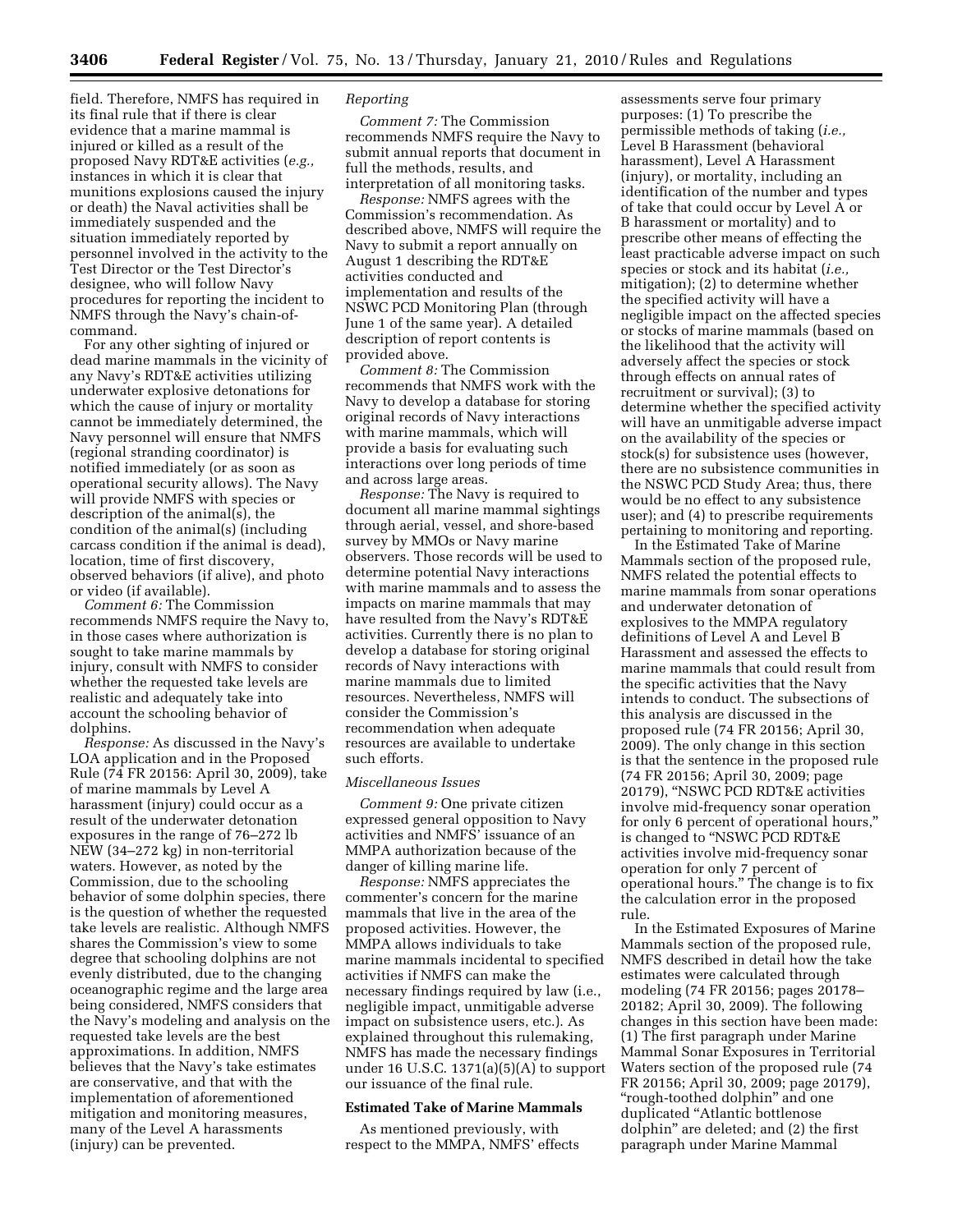field. Therefore, NMFS has required in its final rule that if there is clear evidence that a marine mammal is injured or killed as a result of the proposed Navy RDT&E activities (*e.g.,* instances in which it is clear that munitions explosions caused the injury or death) the Naval activities shall be immediately suspended and the situation immediately reported by personnel involved in the activity to the Test Director or the Test Director's designee, who will follow Navy procedures for reporting the incident to NMFS through the Navy's chain-of-command.

For any other sighting of injured or dead marine mammals in the vicinity of any Navy's RDT&E activities utilizing underwater explosive detonations for which the cause of injury or mortality cannot be immediately determined, the Navy personnel will ensure that NMFS (regional stranding coordinator) is notified immediately (or as soon as operational security allows). The Navy will provide NMFS with species or description of the animal(s), the condition of the animal(s) (including carcass condition if the animal is dead), location, time of first discovery, observed behaviors (if alive), and photo or video (if available).

*Comment 6:* The Commission recommends NMFS require the Navy to, in those cases where authorization is sought to take marine mammals by injury, consult with NMFS to consider whether the requested take levels are realistic and adequately take into account the schooling behavior of dolphins.

*Response:* As discussed in the Navy's LOA application and in the Proposed Rule (74 FR 20156: April 30, 2009), take of marine mammals by Level A harassment (injury) could occur as a result of the underwater detonation exposures in the range of 76–272 lb NEW (34–272 kg) in non-territorial waters. However, as noted by the Commission, due to the schooling behavior of some dolphin species, there is the question of whether the requested take levels are realistic. Although NMFS shares the Commission's view to some degree that schooling dolphins are not evenly distributed, due to the changing oceanographic regime and the large area being considered, NMFS considers that the Navy's modeling and analysis on the requested take levels are the best approximations. In addition, NMFS believes that the Navy's take estimates are conservative, and that with the implementation of aforementioned mitigation and monitoring measures, many of the Level A harassments (injury) can be prevented.

*Reporting*

*Comment 7:* The Commission recommends NMFS require the Navy to submit annual reports that document in full the methods, results, and interpretation of all monitoring tasks.

*Response:* NMFS agrees with the Commission's recommendation. As described above, NMFS will require the Navy to submit a report annually on August 1 describing the RDT&E activities conducted and implementation and results of the NSWC PCD Monitoring Plan (through June 1 of the same year). A detailed description of report contents is provided above.

*Comment 8:* The Commission recommends that NMFS work with the Navy to develop a database for storing original records of Navy interactions with marine mammals, which will provide a basis for evaluating such interactions over long periods of time and across large areas.

*Response:* The Navy is required to document all marine mammal sightings through aerial, vessel, and shore-based survey by MMOs or Navy marine observers. Those records will be used to determine potential Navy interactions with marine mammals and to assess the impacts on marine mammals that may have resulted from the Navy's RDT&E activities. Currently there is no plan to develop a database for storing original records of Navy interactions with marine mammals due to limited resources. Nevertheless, NMFS will consider the Commission's recommendation when adequate resources are available to undertake such efforts.

*Miscellaneous Issues*

*Comment 9:* One private citizen expressed general opposition to Navy activities and NMFS' issuance of an MMPA authorization because of the danger of killing marine life.

*Response:* NMFS appreciates the commenter's concern for the marine mammals that live in the area of the proposed activities. However, the MMPA allows individuals to take marine mammals incidental to specified activities if NMFS can make the necessary findings required by law (i.e., negligible impact, unmitigable adverse impact on subsistence users, etc.). As explained throughout this rulemaking, NMFS has made the necessary findings under 16 U.S.C. 1371(a)(5)(A) to support our issuance of the final rule.

**Estimated Take of Marine Mammals**

As mentioned previously, with respect to the MMPA, NMFS' effects assessments serve four primary purposes: (1) To prescribe the permissible methods of taking (*i.e.,* Level B Harassment (behavioral harassment), Level A Harassment (injury), or mortality, including an identification of the number and types of take that could occur by Level A or B harassment or mortality) and to prescribe other means of effecting the least practicable adverse impact on such species or stock and its habitat (*i.e.,* mitigation); (2) to determine whether the specified activity will have a negligible impact on the affected species or stocks of marine mammals (based on the likelihood that the activity will adversely affect the species or stock through effects on annual rates of recruitment or survival); (3) to determine whether the specified activity will have an unmitigable adverse impact on the availability of the species or stock(s) for subsistence uses (however, there are no subsistence communities in the NSWC PCD Study Area; thus, there would be no effect to any subsistence user); and (4) to prescribe requirements pertaining to monitoring and reporting.

In the Estimated Take of Marine Mammals section of the proposed rule, NMFS related the potential effects to marine mammals from sonar operations and underwater detonation of explosives to the MMPA regulatory definitions of Level A and Level B Harassment and assessed the effects to marine mammals that could result from the specific activities that the Navy intends to conduct. The subsections of this analysis are discussed in the proposed rule (74 FR 20156; April 30, 2009). The only change in this section is that the sentence in the proposed rule (74 FR 20156; April 30, 2009; page 20179), "NSWC PCD RDT&E activities involve mid-frequency sonar operation for only 6 percent of operational hours," is changed to "NSWC PCD RDT&E activities involve mid-frequency sonar operation for only 7 percent of operational hours." The change is to fix the calculation error in the proposed rule.

In the Estimated Exposures of Marine Mammals section of the proposed rule, NMFS described in detail how the take estimates were calculated through modeling (74 FR 20156; pages 20178–20182; April 30, 2009). The following changes in this section have been made: (1) The first paragraph under Marine Mammal Sonar Exposures in Territorial Waters section of the proposed rule (74 FR 20156; April 30, 2009; page 20179), "rough-toothed dolphin" and one duplicated "Atlantic bottlenose dolphin" are deleted; and (2) the first paragraph under Marine Mammal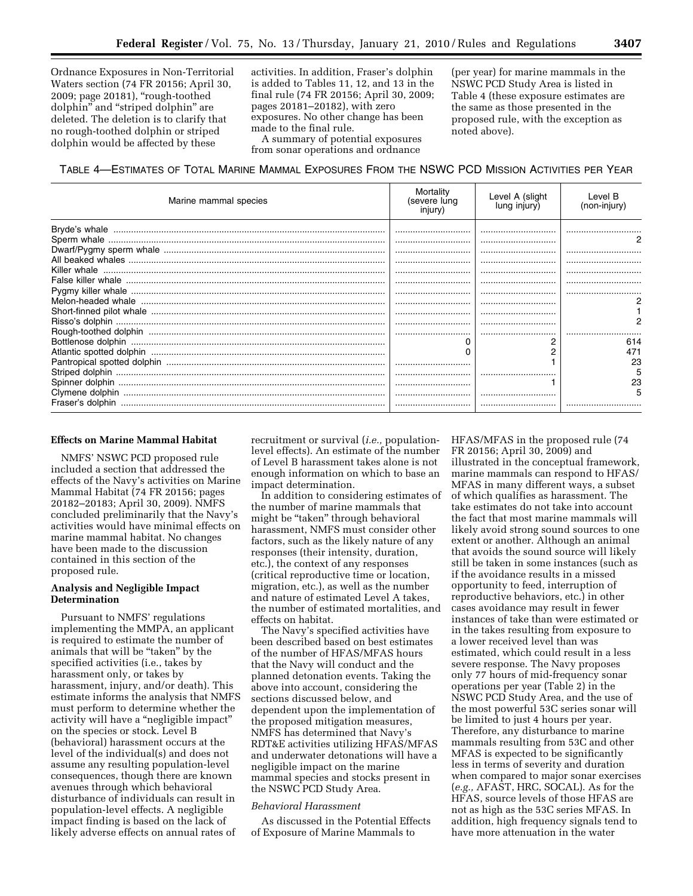Ordnance Exposures in Non-Territorial Waters section (74 FR 20156; April 30, 2009; page 20181), "rough-toothed dolphin" and "striped dolphin" are deleted. The deletion is to clarify that no rough-toothed dolphin or striped dolphin would be affected by these activities. In addition, Fraser's dolphin is added to Tables 11, 12, and 13 in the final rule (74 FR 20156; April 30, 2009; pages 20181–20182), with zero exposures. No other change has been made to the final rule.

A summary of potential exposures from sonar operations and ordnance (per year) for marine mammals in the NSWC PCD Study Area is listed in Table 4 (these exposure estimates are the same as those presented in the proposed rule, with the exception as noted above).

TABLE 4—ESTIMATES OF TOTAL MARINE MAMMAL EXPOSURES FROM THE NSWC PCD MISSION ACTIVITIES PER YEAR

| Marine mammal species | Mortality (severe lung injury) | Level A (slight lung injury) | Level B (non-injury) |
|---|---|---|---|
| Bryde's whale | | | |
| Sperm whale | | | 2 |
| Dwarf/Pygmy sperm whale | | | |
| All beaked whales | | | |
| Killer whale | | | |
| False killer whale | | | |
| Pygmy killer whale | | | |
| Melon-headed whale | | | 2 |
| Short-finned pilot whale | | | 1 |
| Risso's dolphin | | | 2 |
| Rough-toothed dolphin | | | |
| Bottlenose dolphin | 0 | 2 | 614 |
| Atlantic spotted dolphin | 0 | 2 | 471 |
| Pantropical spotted dolphin | | 1 | 23 |
| Striped dolphin | | | 5 |
| Spinner dolphin | | 1 | 23 |
| Clymene dolphin | | | 5 |
| Fraser's dolphin | | | |

**Effects on Marine Mammal Habitat**

NMFS' NSWC PCD proposed rule included a section that addressed the effects of the Navy's activities on Marine Mammal Habitat (74 FR 20156; pages 20182–20183; April 30, 2009). NMFS concluded preliminarily that the Navy's activities would have minimal effects on marine mammal habitat. No changes have been made to the discussion contained in this section of the proposed rule.

**Analysis and Negligible Impact Determination**

Pursuant to NMFS' regulations implementing the MMPA, an applicant is required to estimate the number of animals that will be "taken" by the specified activities (i.e., takes by harassment only, or takes by harassment, injury, and/or death). This estimate informs the analysis that NMFS must perform to determine whether the activity will have a "negligible impact" on the species or stock. Level B (behavioral) harassment occurs at the level of the individual(s) and does not assume any resulting population-level consequences, though there are known avenues through which behavioral disturbance of individuals can result in population-level effects. A negligible impact finding is based on the lack of likely adverse effects on annual rates of recruitment or survival (*i.e.,* population-level effects). An estimate of the number of Level B harassment takes alone is not enough information on which to base an impact determination.

In addition to considering estimates of the number of marine mammals that might be "taken" through behavioral harassment, NMFS must consider other factors, such as the likely nature of any responses (their intensity, duration, etc.), the context of any responses (critical reproductive time or location, migration, etc.), as well as the number and nature of estimated Level A takes, the number of estimated mortalities, and effects on habitat.

The Navy's specified activities have been described based on best estimates of the number of HFAS/MFAS hours that the Navy will conduct and the planned detonation events. Taking the above into account, considering the sections discussed below, and dependent upon the implementation of the proposed mitigation measures, NMFS has determined that Navy's RDT&E activities utilizing HFAS/MFAS and underwater detonations will have a negligible impact on the marine mammal species and stocks present in the NSWC PCD Study Area.

*Behavioral Harassment*

As discussed in the Potential Effects of Exposure of Marine Mammals to HFAS/MFAS in the proposed rule (74 FR 20156; April 30, 2009) and illustrated in the conceptual framework, marine mammals can respond to HFAS/MFAS in many different ways, a subset of which qualifies as harassment. The take estimates do not take into account the fact that most marine mammals will likely avoid strong sound sources to one extent or another. Although an animal that avoids the sound source will likely still be taken in some instances (such as if the avoidance results in a missed opportunity to feed, interruption of reproductive behaviors, etc.) in other cases avoidance may result in fewer instances of take than were estimated or in the takes resulting from exposure to a lower received level than was estimated, which could result in a less severe response. The Navy proposes only 77 hours of mid-frequency sonar operations per year (Table 2) in the NSWC PCD Study Area, and the use of the most powerful 53C series sonar will be limited to just 4 hours per year. Therefore, any disturbance to marine mammals resulting from 53C and other MFAS is expected to be significantly less in terms of severity and duration when compared to major sonar exercises (*e.g.,* AFAST, HRC, SOCAL). As for the HFAS, source levels of those HFAS are not as high as the 53C series MFAS. In addition, high frequency signals tend to have more attenuation in the water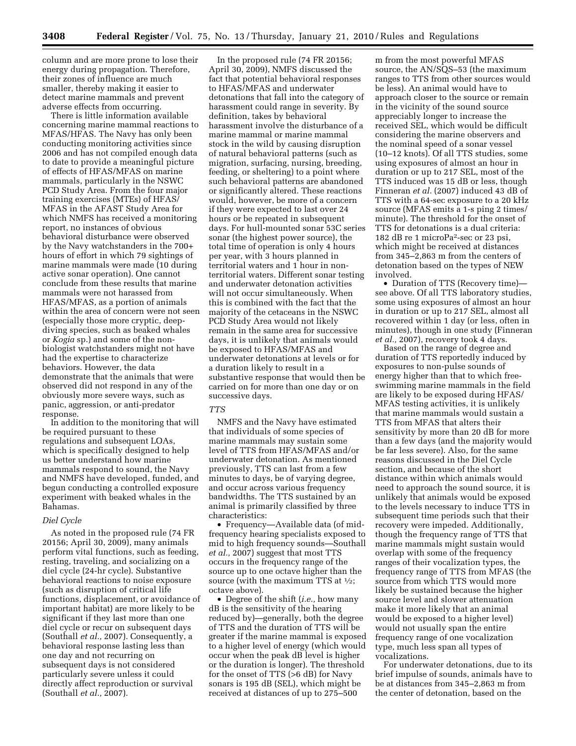column and are more prone to lose their energy during propagation. Therefore, their zones of influence are much smaller, thereby making it easier to detect marine mammals and prevent adverse effects from occurring.

There is little information available concerning marine mammal reactions to MFAS/HFAS. The Navy has only been conducting monitoring activities since 2006 and has not compiled enough data to date to provide a meaningful picture of effects of HFAS/MFAS on marine mammals, particularly in the NSWC PCD Study Area. From the four major training exercises (MTEs) of HFAS/MFAS in the AFAST Study Area for which NMFS has received a monitoring report, no instances of obvious behavioral disturbance were observed by the Navy watchstanders in the 700+ hours of effort in which 79 sightings of marine mammals were made (10 during active sonar operation). One cannot conclude from these results that marine mammals were not harassed from HFAS/MFAS, as a portion of animals within the area of concern were not seen (especially those more cryptic, deep-diving species, such as beaked whales or *Kogia* sp.) and some of the non-biologist watchstanders might not have had the expertise to characterize behaviors. However, the data demonstrate that the animals that were observed did not respond in any of the obviously more severe ways, such as panic, aggression, or anti-predator response.

In addition to the monitoring that will be required pursuant to these regulations and subsequent LOAs, which is specifically designed to help us better understand how marine mammals respond to sound, the Navy and NMFS have developed, funded, and begun conducting a controlled exposure experiment with beaked whales in the Bahamas.

### *Diel Cycle*

As noted in the proposed rule (74 FR 20156; April 30, 2009), many animals perform vital functions, such as feeding, resting, traveling, and socializing on a diel cycle (24-hr cycle). Substantive behavioral reactions to noise exposure (such as disruption of critical life functions, displacement, or avoidance of important habitat) are more likely to be significant if they last more than one diel cycle or recur on subsequent days (Southall *et al.,* 2007). Consequently, a behavioral response lasting less than one day and not recurring on subsequent days is not considered particularly severe unless it could directly affect reproduction or survival (Southall *et al.,* 2007).

In the proposed rule (74 FR 20156; April 30, 2009), NMFS discussed the fact that potential behavioral responses to HFAS/MFAS and underwater detonations that fall into the category of harassment could range in severity. By definition, takes by behavioral harassment involve the disturbance of a marine mammal or marine mammal stock in the wild by causing disruption of natural behavioral patterns (such as migration, surfacing, nursing, breeding, feeding, or sheltering) to a point where such behavioral patterns are abandoned or significantly altered. These reactions would, however, be more of a concern if they were expected to last over 24 hours or be repeated in subsequent days. For hull-mounted sonar 53C series sonar (the highest power source), the total time of operation is only 4 hours per year, with 3 hours planned in territorial waters and 1 hour in non-territorial waters. Different sonar testing and underwater detonation activities will not occur simultaneously. When this is combined with the fact that the majority of the cetaceans in the NSWC PCD Study Area would not likely remain in the same area for successive days, it is unlikely that animals would be exposed to HFAS/MFAS and underwater detonations at levels or for a duration likely to result in a substantive response that would then be carried on for more than one day or on successive days.

### *TTS*

NMFS and the Navy have estimated that individuals of some species of marine mammals may sustain some level of TTS from HFAS/MFAS and/or underwater detonation. As mentioned previously, TTS can last from a few minutes to days, be of varying degree, and occur across various frequency bandwidths. The TTS sustained by an animal is primarily classified by three characteristics:

- Frequency—Available data (of mid-frequency hearing specialists exposed to mid to high frequency sounds—Southall *et al.,* 2007) suggest that most TTS occurs in the frequency range of the source up to one octave higher than the source (with the maximum TTS at ½; octave above).
- Degree of the shift (*i.e.,* how many dB is the sensitivity of the hearing reduced by)—generally, both the degree of TTS and the duration of TTS will be greater if the marine mammal is exposed to a higher level of energy (which would occur when the peak dB level is higher or the duration is longer). The threshold for the onset of TTS (>6 dB) for Navy sonars is 195 dB (SEL), which might be received at distances of up to 275–500 m from the most powerful MFAS source, the AN/SQS–53 (the maximum ranges to TTS from other sources would be less). An animal would have to approach closer to the source or remain in the vicinity of the sound source appreciably longer to increase the received SEL, which would be difficult considering the marine observers and the nominal speed of a sonar vessel (10–12 knots). Of all TTS studies, some using exposures of almost an hour in duration or up to 217 SEL, most of the TTS induced was 15 dB or less, though Finneran *et al.* (2007) induced 43 dB of TTS with a 64-sec exposure to a 20 kHz source (MFAS emits a 1-s ping 2 times/minute). The threshold for the onset of TTS for detonations is a dual criteria: 182 dB re 1 microPa$^2$-sec or 23 psi, which might be received at distances from 345–2,863 m from the centers of detonation based on the types of NEW involved.
- Duration of TTS (Recovery time)—see above. Of all TTS laboratory studies, some using exposures of almost an hour in duration or up to 217 SEL, almost all recovered within 1 day (or less, often in minutes), though in one study (Finneran *et al.,* 2007), recovery took 4 days.

Based on the range of degree and duration of TTS reportedly induced by exposures to non-pulse sounds of energy higher than that to which free-swimming marine mammals in the field are likely to be exposed during HFAS/MFAS testing activities, it is unlikely that marine mammals would sustain a TTS from MFAS that alters their sensitivity by more than 20 dB for more than a few days (and the majority would be far less severe). Also, for the same reasons discussed in the Diel Cycle section, and because of the short distance within which animals would need to approach the sound source, it is unlikely that animals would be exposed to the levels necessary to induce TTS in subsequent time periods such that their recovery were impeded. Additionally, though the frequency range of TTS that marine mammals might sustain would overlap with some of the frequency ranges of their vocalization types, the frequency range of TTS from MFAS (the source from which TTS would more likely be sustained because the higher source level and slower attenuation make it more likely that an animal would be exposed to a higher level) would not usually span the entire frequency range of one vocalization type, much less span all types of vocalizations.

For underwater detonations, due to its brief impulse of sounds, animals have to be at distances from 345–2,863 m from the center of detonation, based on the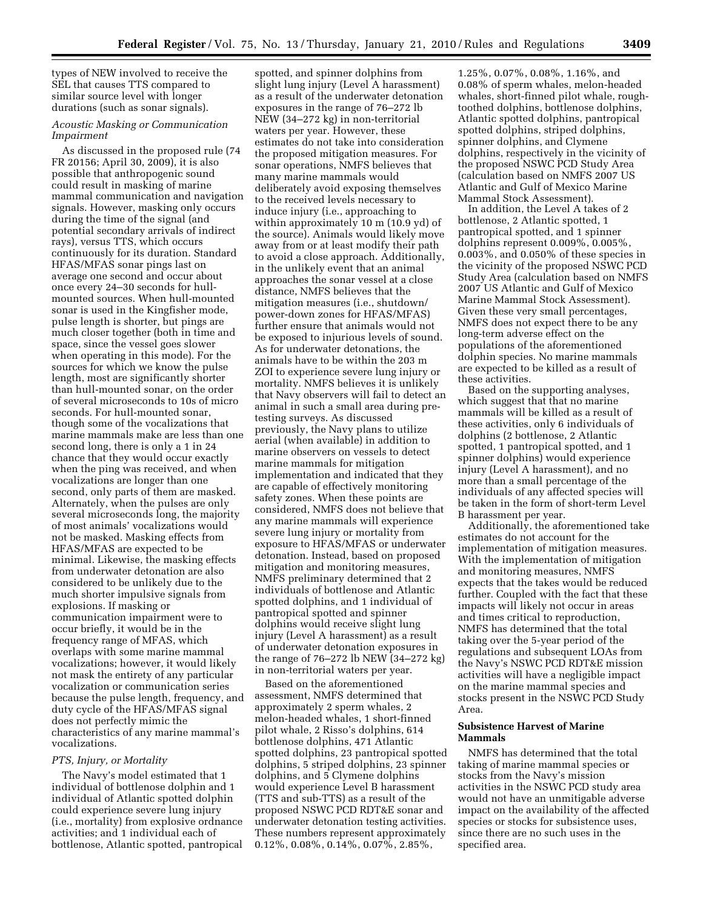types of NEW involved to receive the SEL that causes TTS compared to similar source level with longer durations (such as sonar signals).

*Acoustic Masking or Communication Impairment*

As discussed in the proposed rule (74 FR 20156; April 30, 2009), it is also possible that anthropogenic sound could result in masking of marine mammal communication and navigation signals. However, masking only occurs during the time of the signal (and potential secondary arrivals of indirect rays), versus TTS, which occurs continuously for its duration. Standard HFAS/MFAS sonar pings last on average one second and occur about once every 24–30 seconds for hull-mounted sources. When hull-mounted sonar is used in the Kingfisher mode, pulse length is shorter, but pings are much closer together (both in time and space, since the vessel goes slower when operating in this mode). For the sources for which we know the pulse length, most are significantly shorter than hull-mounted sonar, on the order of several microseconds to 10s of micro seconds. For hull-mounted sonar, though some of the vocalizations that marine mammals make are less than one second long, there is only a 1 in 24 chance that they would occur exactly when the ping was received, and when vocalizations are longer than one second, only parts of them are masked. Alternately, when the pulses are only several microseconds long, the majority of most animals' vocalizations would not be masked. Masking effects from HFAS/MFAS are expected to be minimal. Likewise, the masking effects from underwater detonation are also considered to be unlikely due to the much shorter impulsive signals from explosions. If masking or communication impairment were to occur briefly, it would be in the frequency range of MFAS, which overlaps with some marine mammal vocalizations; however, it would likely not mask the entirety of any particular vocalization or communication series because the pulse length, frequency, and duty cycle of the HFAS/MFAS signal does not perfectly mimic the characteristics of any marine mammal's vocalizations.

*PTS, Injury, or Mortality*

The Navy's model estimated that 1 individual of bottlenose dolphin and 1 individual of Atlantic spotted dolphin could experience severe lung injury (i.e., mortality) from explosive ordnance activities; and 1 individual each of bottlenose, Atlantic spotted, pantropical spotted, and spinner dolphins from slight lung injury (Level A harassment) as a result of the underwater detonation exposures in the range of 76–272 lb NEW (34–272 kg) in non-territorial waters per year. However, these estimates do not take into consideration the proposed mitigation measures. For sonar operations, NMFS believes that many marine mammals would deliberately avoid exposing themselves to the received levels necessary to induce injury (i.e., approaching to within approximately 10 m (10.9 yd) of the source). Animals would likely move away from or at least modify their path to avoid a close approach. Additionally, in the unlikely event that an animal approaches the sonar vessel at a close distance, NMFS believes that the mitigation measures (i.e., shutdown/power-down zones for HFAS/MFAS) further ensure that animals would not be exposed to injurious levels of sound. As for underwater detonations, the animals have to be within the 203 m ZOI to experience severe lung injury or mortality. NMFS believes it is unlikely that Navy observers will fail to detect an animal in such a small area during pre-testing surveys. As discussed previously, the Navy plans to utilize aerial (when available) in addition to marine observers on vessels to detect marine mammals for mitigation implementation and indicated that they are capable of effectively monitoring safety zones. When these points are considered, NMFS does not believe that any marine mammals will experience severe lung injury or mortality from exposure to HFAS/MFAS or underwater detonation. Instead, based on proposed mitigation and monitoring measures, NMFS preliminary determined that 2 individuals of bottlenose and Atlantic spotted dolphins, and 1 individual of pantropical spotted and spinner dolphins would receive slight lung injury (Level A harassment) as a result of underwater detonation exposures in the range of 76–272 lb NEW (34–272 kg) in non-territorial waters per year.

Based on the aforementioned assessment, NMFS determined that approximately 2 sperm whales, 2 melon-headed whales, 1 short-finned pilot whale, 2 Risso's dolphins, 614 bottlenose dolphins, 471 Atlantic spotted dolphins, 23 pantropical spotted dolphins, 5 striped dolphins, 23 spinner dolphins, and 5 Clymene dolphins would experience Level B harassment (TTS and sub-TTS) as a result of the proposed NSWC PCD RDT&E sonar and underwater detonation testing activities. These numbers represent approximately 0.12%, 0.08%, 0.14%, 0.07%, 2.85%, 1.25%, 0.07%, 0.08%, 1.16%, and 0.08% of sperm whales, melon-headed whales, short-finned pilot whale, rough-toothed dolphins, bottlenose dolphins, Atlantic spotted dolphins, pantropical spotted dolphins, striped dolphins, spinner dolphins, and Clymene dolphins, respectively in the vicinity of the proposed NSWC PCD Study Area (calculation based on NMFS 2007 US Atlantic and Gulf of Mexico Marine Mammal Stock Assessment).

In addition, the Level A takes of 2 bottlenose, 2 Atlantic spotted, 1 pantropical spotted, and 1 spinner dolphins represent 0.009%, 0.005%, 0.003%, and 0.050% of these species in the vicinity of the proposed NSWC PCD Study Area (calculation based on NMFS 2007 US Atlantic and Gulf of Mexico Marine Mammal Stock Assessment). Given these very small percentages, NMFS does not expect there to be any long-term adverse effect on the populations of the aforementioned dolphin species. No marine mammals are expected to be killed as a result of these activities.

Based on the supporting analyses, which suggest that that no marine mammals will be killed as a result of these activities, only 6 individuals of dolphins (2 bottlenose, 2 Atlantic spotted, 1 pantropical spotted, and 1 spinner dolphins) would experience injury (Level A harassment), and no more than a small percentage of the individuals of any affected species will be taken in the form of short-term Level B harassment per year.

Additionally, the aforementioned take estimates do not account for the implementation of mitigation measures. With the implementation of mitigation and monitoring measures, NMFS expects that the takes would be reduced further. Coupled with the fact that these impacts will likely not occur in areas and times critical to reproduction, NMFS has determined that the total taking over the 5-year period of the regulations and subsequent LOAs from the Navy's NSWC PCD RDT&E mission activities will have a negligible impact on the marine mammal species and stocks present in the NSWC PCD Study Area.

**Subsistence Harvest of Marine Mammals**

NMFS has determined that the total taking of marine mammal species or stocks from the Navy's mission activities in the NSWC PCD study area would not have an unmitigable adverse impact on the availability of the affected species or stocks for subsistence uses, since there are no such uses in the specified area.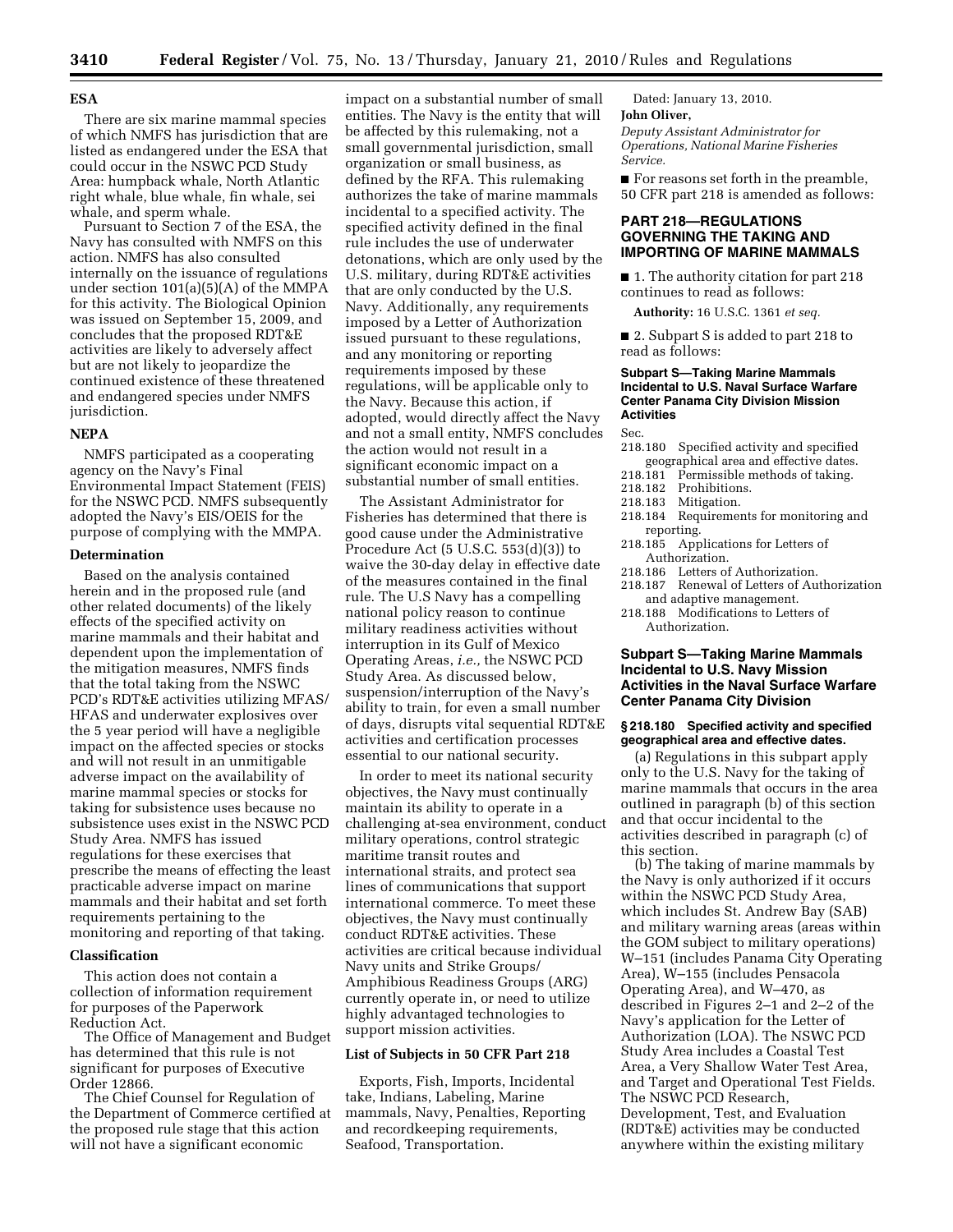### ESA

There are six marine mammal species of which NMFS has jurisdiction that are listed as endangered under the ESA that could occur in the NSWC PCD Study Area: humpback whale, North Atlantic right whale, blue whale, fin whale, sei whale, and sperm whale.

Pursuant to Section 7 of the ESA, the Navy has consulted with NMFS on this action. NMFS has also consulted internally on the issuance of regulations under section 101(a)(5)(A) of the MMPA for this activity. The Biological Opinion was issued on September 15, 2009, and concludes that the proposed RDT&E activities are likely to adversely affect but are not likely to jeopardize the continued existence of these threatened and endangered species under NMFS jurisdiction.

### NEPA

NMFS participated as a cooperating agency on the Navy's Final Environmental Impact Statement (FEIS) for the NSWC PCD. NMFS subsequently adopted the Navy's EIS/OEIS for the purpose of complying with the MMPA.

### Determination

Based on the analysis contained herein and in the proposed rule (and other related documents) of the likely effects of the specified activity on marine mammals and their habitat and dependent upon the implementation of the mitigation measures, NMFS finds that the total taking from the NSWC PCD's RDT&E activities utilizing MFAS/HFAS and underwater explosives over the 5 year period will have a negligible impact on the affected species or stocks and will not result in an unmitigable adverse impact on the availability of marine mammal species or stocks for taking for subsistence uses because no subsistence uses exist in the NSWC PCD Study Area. NMFS has issued regulations for these exercises that prescribe the means of effecting the least practicable adverse impact on marine mammals and their habitat and set forth requirements pertaining to the monitoring and reporting of that taking.

### Classification

This action does not contain a collection of information requirement for purposes of the Paperwork Reduction Act.

The Office of Management and Budget has determined that this rule is not significant for purposes of Executive Order 12866.

The Chief Counsel for Regulation of the Department of Commerce certified at the proposed rule stage that this action will not have a significant economic impact on a substantial number of small entities. The Navy is the entity that will be affected by this rulemaking, not a small governmental jurisdiction, small organization or small business, as defined by the RFA. This rulemaking authorizes the take of marine mammals incidental to a specified activity. The specified activity defined in the final rule includes the use of underwater detonations, which are only used by the U.S. military, during RDT&E activities that are only conducted by the U.S. Navy. Additionally, any requirements imposed by a Letter of Authorization issued pursuant to these regulations, and any monitoring or reporting requirements imposed by these regulations, will be applicable only to the Navy. Because this action, if adopted, would directly affect the Navy and not a small entity, NMFS concludes the action would not result in a significant economic impact on a substantial number of small entities.

The Assistant Administrator for Fisheries has determined that there is good cause under the Administrative Procedure Act (5 U.S.C. 553(d)(3)) to waive the 30-day delay in effective date of the measures contained in the final rule. The U.S Navy has a compelling national policy reason to continue military readiness activities without interruption in its Gulf of Mexico Operating Areas, *i.e.,* the NSWC PCD Study Area. As discussed below, suspension/interruption of the Navy's ability to train, for even a small number of days, disrupts vital sequential RDT&E activities and certification processes essential to our national security.

In order to meet its national security objectives, the Navy must continually maintain its ability to operate in a challenging at-sea environment, conduct military operations, control strategic maritime transit routes and international straits, and protect sea lines of communications that support international commerce. To meet these objectives, the Navy must continually conduct RDT&E activities. These activities are critical because individual Navy units and Strike Groups/Amphibious Readiness Groups (ARG) currently operate in, or need to utilize highly advantaged technologies to support mission activities.

### List of Subjects in 50 CFR Part 218

Exports, Fish, Imports, Incidental take, Indians, Labeling, Marine mammals, Navy, Penalties, Reporting and recordkeeping requirements, Seafood, Transportation.

Dated: January 13, 2010.

**John Oliver,**

*Deputy Assistant Administrator for Operations, National Marine Fisheries Service.*

■ For reasons set forth in the preamble, 50 CFR part 218 is amended as follows:

## PART 218—REGULATIONS GOVERNING THE TAKING AND IMPORTING OF MARINE MAMMALS

■ 1. The authority citation for part 218 continues to read as follows:

**Authority:** 16 U.S.C. 1361 *et seq.*

■ 2. Subpart S is added to part 218 to read as follows:

#### Subpart S—Taking Marine Mammals Incidental to U.S. Naval Surface Warfare Center Panama City Division Mission Activities

Sec.
218.180 Specified activity and specified geographical area and effective dates.
218.181 Permissible methods of taking.
218.182 Prohibitions.
218.183 Mitigation.
218.184 Requirements for monitoring and reporting.
218.185 Applications for Letters of Authorization.
218.186 Letters of Authorization.
218.187 Renewal of Letters of Authorization and adaptive management.
218.188 Modifications to Letters of Authorization.

### Subpart S—Taking Marine Mammals Incidental to U.S. Navy Mission Activities in the Naval Surface Warfare Center Panama City Division

#### § 218.180 Specified activity and specified geographical area and effective dates.

(a) Regulations in this subpart apply only to the U.S. Navy for the taking of marine mammals that occurs in the area outlined in paragraph (b) of this section and that occur incidental to the activities described in paragraph (c) of this section.

(b) The taking of marine mammals by the Navy is only authorized if it occurs within the NSWC PCD Study Area, which includes St. Andrew Bay (SAB) and military warning areas (areas within the GOM subject to military operations) W–151 (includes Panama City Operating Area), W–155 (includes Pensacola Operating Area), and W–470, as described in Figures 2–1 and 2–2 of the Navy's application for the Letter of Authorization (LOA). The NSWC PCD Study Area includes a Coastal Test Area, a Very Shallow Water Test Area, and Target and Operational Test Fields. The NSWC PCD Research, Development, Test, and Evaluation (RDT&E) activities may be conducted anywhere within the existing military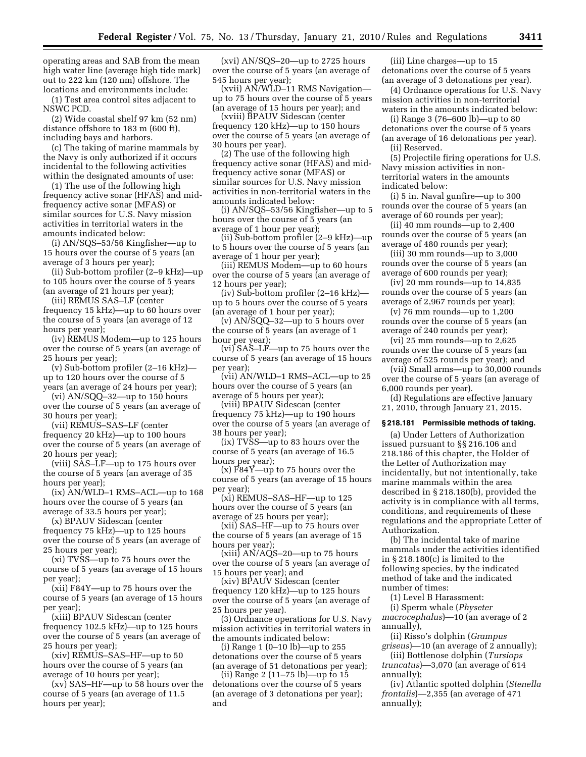operating areas and SAB from the mean high water line (average high tide mark) out to 222 km (120 nm) offshore. The locations and environments include:

(1) Test area control sites adjacent to NSWC PCD.

(2) Wide coastal shelf 97 km (52 nm) distance offshore to 183 m (600 ft), including bays and harbors.

(c) The taking of marine mammals by the Navy is only authorized if it occurs incidental to the following activities within the designated amounts of use:

(1) The use of the following high frequency active sonar (HFAS) and mid-frequency active sonar (MFAS) or similar sources for U.S. Navy mission activities in territorial waters in the amounts indicated below:

(i) AN/SQS–53/56 Kingfisher—up to 15 hours over the course of 5 years (an average of 3 hours per year);

(ii) Sub-bottom profiler (2–9 kHz)—up to 105 hours over the course of 5 years (an average of 21 hours per year);

(iii) REMUS SAS–LF (center frequency 15 kHz)—up to 60 hours over the course of 5 years (an average of 12 hours per year);

(iv) REMUS Modem—up to 125 hours over the course of 5 years (an average of 25 hours per year);

(v) Sub-bottom profiler (2–16 kHz)—up to 120 hours over the course of 5 years (an average of 24 hours per year);

(vi) AN/SQQ–32—up to 150 hours over the course of 5 years (an average of 30 hours per year);

(vii) REMUS–SAS–LF (center frequency 20 kHz)—up to 100 hours over the course of 5 years (an average of 20 hours per year);

(viii) SAS–LF—up to 175 hours over the course of 5 years (an average of 35 hours per year);

(ix) AN/WLD–1 RMS–ACL—up to 168 hours over the course of 5 years (an average of 33.5 hours per year);

(x) BPAUV Sidescan (center frequency 75 kHz)—up to 125 hours over the course of 5 years (an average of 25 hours per year);

(xi) TVSS—up to 75 hours over the course of 5 years (an average of 15 hours per year);

(xii) F84Y—up to 75 hours over the course of 5 years (an average of 15 hours per year);

(xiii) BPAUV Sidescan (center frequency 102.5 kHz)—up to 125 hours over the course of 5 years (an average of 25 hours per year);

(xiv) REMUS–SAS–HF—up to 50 hours over the course of 5 years (an average of 10 hours per year);

(xv) SAS–HF—up to 58 hours over the course of 5 years (an average of 11.5 hours per year);

(xvi) AN/SQS–20—up to 2725 hours over the course of 5 years (an average of 545 hours per year);

(xvii) AN/WLD–11 RMS Navigation—up to 75 hours over the course of 5 years (an average of 15 hours per year); and

(xviii) BPAUV Sidescan (center frequency 120 kHz)—up to 150 hours over the course of 5 years (an average of 30 hours per year).

(2) The use of the following high frequency active sonar (HFAS) and mid-frequency active sonar (MFAS) or similar sources for U.S. Navy mission activities in non-territorial waters in the amounts indicated below:

(i) AN/SQS–53/56 Kingfisher—up to 5 hours over the course of 5 years (an average of 1 hour per year);

(ii) Sub-bottom profiler (2–9 kHz)—up to 5 hours over the course of 5 years (an average of 1 hour per year);

(iii) REMUS Modem—up to 60 hours over the course of 5 years (an average of 12 hours per year);

(iv) Sub-bottom profiler (2–16 kHz)—up to 5 hours over the course of 5 years (an average of 1 hour per year);

(v) AN/SQQ–32—up to 5 hours over the course of 5 years (an average of 1 hour per year);

(vi) SAS–LF—up to 75 hours over the course of 5 years (an average of 15 hours per year);

(vii) AN/WLD–1 RMS–ACL—up to 25 hours over the course of 5 years (an average of 5 hours per year);

(viii) BPAUV Sidescan (center frequency 75 kHz)—up to 190 hours over the course of 5 years (an average of 38 hours per year);

(ix) TVSS—up to 83 hours over the course of 5 years (an average of 16.5 hours per year);

(x) F84Y—up to 75 hours over the course of 5 years (an average of 15 hours per year);

(xi) REMUS–SAS–HF—up to 125 hours over the course of 5 years (an average of 25 hours per year);

(xii) SAS–HF—up to 75 hours over the course of 5 years (an average of 15 hours per year);

(xiii) AN/AQS–20—up to 75 hours over the course of 5 years (an average of 15 hours per year); and

(xiv) BPAUV Sidescan (center frequency 120 kHz)—up to 125 hours over the course of 5 years (an average of 25 hours per year).

(3) Ordnance operations for U.S. Navy mission activities in territorial waters in the amounts indicated below:

(i) Range 1 (0–10 lb)—up to 255 detonations over the course of 5 years (an average of 51 detonations per year);

(ii) Range 2 (11–75 lb)—up to 15 detonations over the course of 5 years (an average of 3 detonations per year); and

(iii) Line charges—up to 15 detonations over the course of 5 years (an average of 3 detonations per year).

(4) Ordnance operations for U.S. Navy mission activities in non-territorial waters in the amounts indicated below:

(i) Range 3 (76–600 lb)—up to 80 detonations over the course of 5 years (an average of 16 detonations per year).

(ii) Reserved.

(5) Projectile firing operations for U.S. Navy mission activities in non-territorial waters in the amounts indicated below:

(i) 5 in. Naval gunfire—up to 300 rounds over the course of 5 years (an average of 60 rounds per year);

(ii) 40 mm rounds—up to 2,400 rounds over the course of 5 years (an average of 480 rounds per year);

(iii) 30 mm rounds—up to 3,000 rounds over the course of 5 years (an average of 600 rounds per year);

(iv) 20 mm rounds—up to 14,835 rounds over the course of 5 years (an average of 2,967 rounds per year);

(v) 76 mm rounds—up to 1,200 rounds over the course of 5 years (an average of 240 rounds per year);

(vi) 25 mm rounds—up to 2,625 rounds over the course of 5 years (an average of 525 rounds per year); and

(vii) Small arms—up to 30,000 rounds over the course of 5 years (an average of 6,000 rounds per year).

(d) Regulations are effective January 21, 2010, through January 21, 2015.

### § 218.181 Permissible methods of taking.

(a) Under Letters of Authorization issued pursuant to §§ 216.106 and 218.186 of this chapter, the Holder of the Letter of Authorization may incidentally, but not intentionally, take marine mammals within the area described in § 218.180(b), provided the activity is in compliance with all terms, conditions, and requirements of these regulations and the appropriate Letter of Authorization.

(b) The incidental take of marine mammals under the activities identified in § 218.180(c) is limited to the following species, by the indicated method of take and the indicated number of times:

(1) Level B Harassment:

(i) Sperm whale (*Physeter macrocephalus*)—10 (an average of 2 annually),

(ii) Risso's dolphin (*Grampus griseus*)—10 (an average of 2 annually);

(iii) Bottlenose dolphin (*Tursiops truncatus*)—3,070 (an average of 614 annually);

(iv) Atlantic spotted dolphin (*Stenella frontalis*)—2,355 (an average of 471 annually);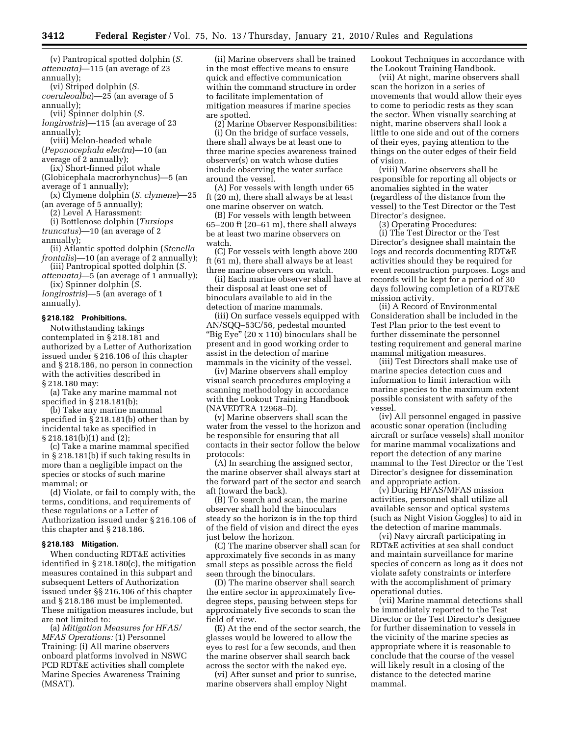(v) Pantropical spotted dolphin (*S. attenuata*)—115 (an average of 23 annually);

(vi) Striped dolphin (*S. coeruleoalba*)—25 (an average of 5 annually);

(vii) Spinner dolphin (*S. longirostris*)—115 (an average of 23 annually);

(viii) Melon-headed whale (*Peponocephala electra*)—10 (an average of 2 annually);

(ix) Short-finned pilot whale (Globicephala macrorhynchus)—5 (an average of 1 annually);

(x) Clymene dolphin (*S. clymene*)—25 (an average of 5 annually);

(2) Level A Harassment:

(i) Bottlenose dolphin (*Tursiops truncatus*)—10 (an average of 2 annually);

(ii) Atlantic spotted dolphin (*Stenella frontalis*)—10 (an average of 2 annually);

(iii) Pantropical spotted dolphin (*S. attenuata*)—5 (an average of 1 annually);

(ix) Spinner dolphin (*S. longirostris*)—5 (an average of 1 annually).

### § 218.182 Prohibitions.

Notwithstanding takings contemplated in § 218.181 and authorized by a Letter of Authorization issued under § 216.106 of this chapter and § 218.186, no person in connection with the activities described in § 218.180 may:

(a) Take any marine mammal not specified in § 218.181(b);

(b) Take any marine mammal specified in § 218.181(b) other than by incidental take as specified in § 218.181(b)(1) and (2);

(c) Take a marine mammal specified in § 218.181(b) if such taking results in more than a negligible impact on the species or stocks of such marine mammal; or

(d) Violate, or fail to comply with, the terms, conditions, and requirements of these regulations or a Letter of Authorization issued under § 216.106 of this chapter and § 218.186.

### § 218.183 Mitigation.

When conducting RDT&E activities identified in § 218.180(c), the mitigation measures contained in this subpart and subsequent Letters of Authorization issued under §§ 216.106 of this chapter and § 218.186 must be implemented. These mitigation measures include, but are not limited to:

(a) *Mitigation Measures for HFAS/MFAS Operations:* (1) Personnel Training: (i) All marine observers onboard platforms involved in NSWC PCD RDT&E activities shall complete Marine Species Awareness Training (MSAT).

(ii) Marine observers shall be trained in the most effective means to ensure quick and effective communication within the command structure in order to facilitate implementation of mitigation measures if marine species are spotted.

(2) Marine Observer Responsibilities:

(i) On the bridge of surface vessels, there shall always be at least one to three marine species awareness trained observer(s) on watch whose duties include observing the water surface around the vessel.

(A) For vessels with length under 65 ft (20 m), there shall always be at least one marine observer on watch.

(B) For vessels with length between 65–200 ft (20–61 m), there shall always be at least two marine observers on watch.

(C) For vessels with length above 200 ft (61 m), there shall always be at least three marine observers on watch.

(ii) Each marine observer shall have at their disposal at least one set of binoculars available to aid in the detection of marine mammals.

(iii) On surface vessels equipped with AN/SQQ–53C/56, pedestal mounted "Big Eye" (20 x 110) binoculars shall be present and in good working order to assist in the detection of marine mammals in the vicinity of the vessel.

(iv) Marine observers shall employ visual search procedures employing a scanning methodology in accordance with the Lookout Training Handbook (NAVEDTRA 12968–D).

(v) Marine observers shall scan the water from the vessel to the horizon and be responsible for ensuring that all contacts in their sector follow the below protocols:

(A) In searching the assigned sector, the marine observer shall always start at the forward part of the sector and search aft (toward the back).

(B) To search and scan, the marine observer shall hold the binoculars steady so the horizon is in the top third of the field of vision and direct the eyes just below the horizon.

(C) The marine observer shall scan for approximately five seconds in as many small steps as possible across the field seen through the binoculars.

(D) The marine observer shall search the entire sector in approximately five-degree steps, pausing between steps for approximately five seconds to scan the field of view.

(E) At the end of the sector search, the glasses would be lowered to allow the eyes to rest for a few seconds, and then the marine observer shall search back across the sector with the naked eye.

(vi) After sunset and prior to sunrise, marine observers shall employ Night Lookout Techniques in accordance with the Lookout Training Handbook.

(vii) At night, marine observers shall scan the horizon in a series of movements that would allow their eyes to come to periodic rests as they scan the sector. When visually searching at night, marine observers shall look a little to one side and out of the corners of their eyes, paying attention to the things on the outer edges of their field of vision.

(viii) Marine observers shall be responsible for reporting all objects or anomalies sighted in the water (regardless of the distance from the vessel) to the Test Director or the Test Director's designee.

(3) Operating Procedures:

(i) The Test Director or the Test Director's designee shall maintain the logs and records documenting RDT&E activities should they be required for event reconstruction purposes. Logs and records will be kept for a period of 30 days following completion of a RDT&E mission activity.

(ii) A Record of Environmental Consideration shall be included in the Test Plan prior to the test event to further disseminate the personnel testing requirement and general marine mammal mitigation measures.

(iii) Test Directors shall make use of marine species detection cues and information to limit interaction with marine species to the maximum extent possible consistent with safety of the vessel.

(iv) All personnel engaged in passive acoustic sonar operation (including aircraft or surface vessels) shall monitor for marine mammal vocalizations and report the detection of any marine mammal to the Test Director or the Test Director's designee for dissemination and appropriate action.

(v) During HFAS/MFAS mission activities, personnel shall utilize all available sensor and optical systems (such as Night Vision Goggles) to aid in the detection of marine mammals.

(vi) Navy aircraft participating in RDT&E activities at sea shall conduct and maintain surveillance for marine species of concern as long as it does not violate safety constraints or interfere with the accomplishment of primary operational duties.

(vii) Marine mammal detections shall be immediately reported to the Test Director or the Test Director's designee for further dissemination to vessels in the vicinity of the marine species as appropriate where it is reasonable to conclude that the course of the vessel will likely result in a closing of the distance to the detected marine mammal.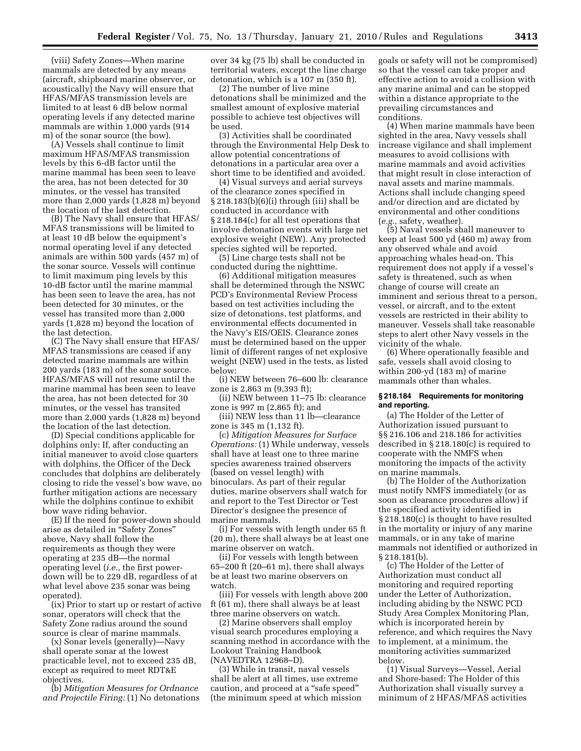(viii) Safety Zones—When marine mammals are detected by any means (aircraft, shipboard marine observer, or acoustically) the Navy will ensure that HFAS/MFAS transmission levels are limited to at least 6 dB below normal operating levels if any detected marine mammals are within 1,000 yards (914 m) of the sonar source (the bow).

(A) Vessels shall continue to limit maximum HFAS/MFAS transmission levels by this 6-dB factor until the marine mammal has been seen to leave the area, has not been detected for 30 minutes, or the vessel has transited more than 2,000 yards (1,828 m) beyond the location of the last detection.

(B) The Navy shall ensure that HFAS/MFAS transmissions will be limited to at least 10 dB below the equipment's normal operating level if any detected animals are within 500 yards (457 m) of the sonar source. Vessels will continue to limit maximum ping levels by this 10-dB factor until the marine mammal has been seen to leave the area, has not been detected for 30 minutes, or the vessel has transited more than 2,000 yards (1,828 m) beyond the location of the last detection.

(C) The Navy shall ensure that HFAS/MFAS transmissions are ceased if any detected marine mammals are within 200 yards (183 m) of the sonar source. HFAS/MFAS will not resume until the marine mammal has been seen to leave the area, has not been detected for 30 minutes, or the vessel has transited more than 2,000 yards (1,828 m) beyond the location of the last detection.

(D) Special conditions applicable for dolphins only: If, after conducting an initial maneuver to avoid close quarters with dolphins, the Officer of the Deck concludes that dolphins are deliberately closing to ride the vessel's bow wave, no further mitigation actions are necessary while the dolphins continue to exhibit bow wave riding behavior.

(E) If the need for power-down should arise as detailed in "Safety Zones" above, Navy shall follow the requirements as though they were operating at 235 dB—the normal operating level (*i.e.,* the first power-down will be to 229 dB, regardless of at what level above 235 sonar was being operated).

(ix) Prior to start up or restart of active sonar, operators will check that the Safety Zone radius around the sound source is clear of marine mammals.

(x) Sonar levels (generally)—Navy shall operate sonar at the lowest practicable level, not to exceed 235 dB, except as required to meet RDT&E objectives.

(b) *Mitigation Measures for Ordnance and Projectile Firing:* (1) No detonations over 34 kg (75 lb) shall be conducted in territorial waters, except the line charge detonation, which is a 107 m (350 ft).

(2) The number of live mine detonations shall be minimized and the smallest amount of explosive material possible to achieve test objectives will be used.

(3) Activities shall be coordinated through the Environmental Help Desk to allow potential concentrations of detonations in a particular area over a short time to be identified and avoided.

(4) Visual surveys and aerial surveys of the clearance zones specified in § 218.183(b)(6)(i) through (iii) shall be conducted in accordance with § 218.184(c) for all test operations that involve detonation events with large net explosive weight (NEW). Any protected species sighted will be reported.

(5) Line charge tests shall not be conducted during the nighttime.

(6) Additional mitigation measures shall be determined through the NSWC PCD's Environmental Review Process based on test activities including the size of detonations, test platforms, and environmental effects documented in the Navy's EIS/OEIS. Clearance zones must be determined based on the upper limit of different ranges of net explosive weight (NEW) used in the tests, as listed below:

(i) NEW between 76–600 lb: clearance zone is 2,863 m (9,393 ft);

(ii) NEW between 11–75 lb: clearance zone is 997 m (2,865 ft); and

(iii) NEW less than 11 lb—clearance zone is 345 m (1,132 ft).

(c) *Mitigation Measures for Surface Operations:* (1) While underway, vessels shall have at least one to three marine species awareness trained observers (based on vessel length) with binoculars. As part of their regular duties, marine observers shall watch for and report to the Test Director or Test Director's designee the presence of marine mammals.

(i) For vessels with length under 65 ft (20 m), there shall always be at least one marine observer on watch.

(ii) For vessels with length between 65–200 ft (20–61 m), there shall always be at least two marine observers on watch.

(iii) For vessels with length above 200 ft (61 m), there shall always be at least three marine observers on watch.

(2) Marine observers shall employ visual search procedures employing a scanning method in accordance with the Lookout Training Handbook (NAVEDTRA 12968–D).

(3) While in transit, naval vessels shall be alert at all times, use extreme caution, and proceed at a "safe speed" (the minimum speed at which mission goals or safety will not be compromised) so that the vessel can take proper and effective action to avoid a collision with any marine animal and can be stopped within a distance appropriate to the prevailing circumstances and conditions.

(4) When marine mammals have been sighted in the area, Navy vessels shall increase vigilance and shall implement measures to avoid collisions with marine mammals and avoid activities that might result in close interaction of naval assets and marine mammals. Actions shall include changing speed and/or direction and are dictated by environmental and other conditions (*e.g.,* safety, weather).

(5) Naval vessels shall maneuver to keep at least 500 yd (460 m) away from any observed whale and avoid approaching whales head-on. This requirement does not apply if a vessel's safety is threatened, such as when change of course will create an imminent and serious threat to a person, vessel, or aircraft, and to the extent vessels are restricted in their ability to maneuver. Vessels shall take reasonable steps to alert other Navy vessels in the vicinity of the whale.

(6) Where operationally feasible and safe, vessels shall avoid closing to within 200-yd (183 m) of marine mammals other than whales.

### § 218.184 Requirements for monitoring and reporting.

(a) The Holder of the Letter of Authorization issued pursuant to §§ 216.106 and 218.186 for activities described in § 218.180(c) is required to cooperate with the NMFS when monitoring the impacts of the activity on marine mammals.

(b) The Holder of the Authorization must notify NMFS immediately (or as soon as clearance procedures allow) if the specified activity identified in § 218.180(c) is thought to have resulted in the mortality or injury of any marine mammals, or in any take of marine mammals not identified or authorized in § 218.181(b).

(c) The Holder of the Letter of Authorization must conduct all monitoring and required reporting under the Letter of Authorization, including abiding by the NSWC PCD Study Area Complex Monitoring Plan, which is incorporated herein by reference, and which requires the Navy to implement, at a minimum, the monitoring activities summarized below.

(1) Visual Surveys—Vessel, Aerial and Shore-based: The Holder of this Authorization shall visually survey a minimum of 2 HFAS/MFAS activities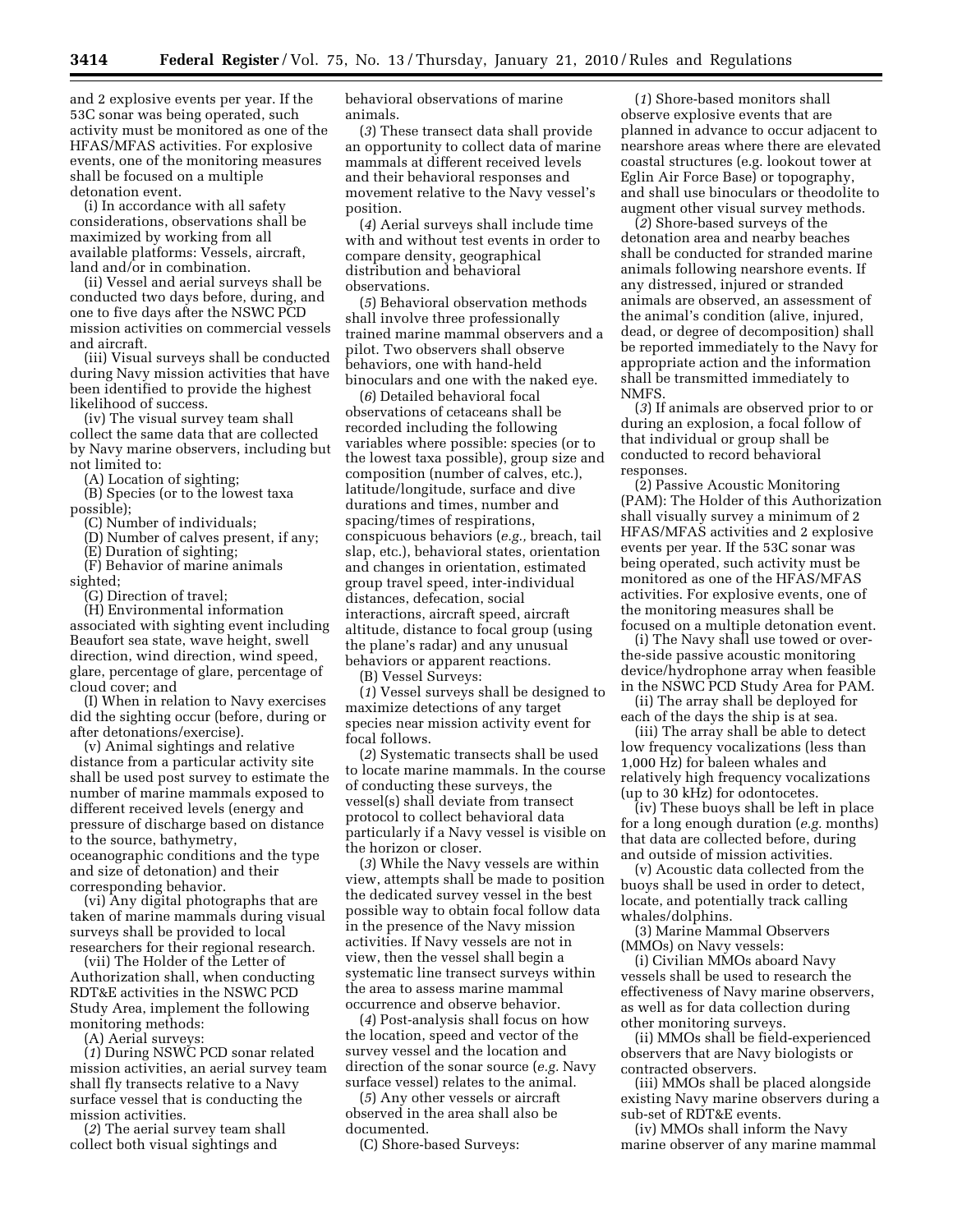and 2 explosive events per year. If the 53C sonar was being operated, such activity must be monitored as one of the HFAS/MFAS activities. For explosive events, one of the monitoring measures shall be focused on a multiple detonation event.

(i) In accordance with all safety considerations, observations shall be maximized by working from all available platforms: Vessels, aircraft, land and/or in combination.

(ii) Vessel and aerial surveys shall be conducted two days before, during, and one to five days after the NSWC PCD mission activities on commercial vessels and aircraft.

(iii) Visual surveys shall be conducted during Navy mission activities that have been identified to provide the highest likelihood of success.

(iv) The visual survey team shall collect the same data that are collected by Navy marine observers, including but not limited to:

(A) Location of sighting;

(B) Species (or to the lowest taxa possible);

(C) Number of individuals;

(D) Number of calves present, if any;

(E) Duration of sighting;

(F) Behavior of marine animals sighted;

(G) Direction of travel;

(H) Environmental information associated with sighting event including Beaufort sea state, wave height, swell direction, wind direction, wind speed, glare, percentage of glare, percentage of cloud cover; and

(I) When in relation to Navy exercises did the sighting occur (before, during or after detonations/exercise).

(v) Animal sightings and relative distance from a particular activity site shall be used post survey to estimate the number of marine mammals exposed to different received levels (energy and pressure of discharge based on distance to the source, bathymetry, oceanographic conditions and the type and size of detonation) and their corresponding behavior.

(vi) Any digital photographs that are taken of marine mammals during visual surveys shall be provided to local researchers for their regional research.

(vii) The Holder of the Letter of Authorization shall, when conducting RDT&E activities in the NSWC PCD Study Area, implement the following monitoring methods:

(A) Aerial surveys:

(*1*) During NSWC PCD sonar related mission activities, an aerial survey team shall fly transects relative to a Navy surface vessel that is conducting the mission activities.

(*2*) The aerial survey team shall collect both visual sightings and behavioral observations of marine animals.

(*3*) These transect data shall provide an opportunity to collect data of marine mammals at different received levels and their behavioral responses and movement relative to the Navy vessel's position.

(*4*) Aerial surveys shall include time with and without test events in order to compare density, geographical distribution and behavioral observations.

(*5*) Behavioral observation methods shall involve three professionally trained marine mammal observers and a pilot. Two observers shall observe behaviors, one with hand-held binoculars and one with the naked eye.

(*6*) Detailed behavioral focal observations of cetaceans shall be recorded including the following variables where possible: species (or to the lowest taxa possible), group size and composition (number of calves, etc.), latitude/longitude, surface and dive durations and times, number and spacing/times of respirations, conspicuous behaviors (*e.g.,* breach, tail slap, etc.), behavioral states, orientation and changes in orientation, estimated group travel speed, inter-individual distances, defecation, social interactions, aircraft speed, aircraft altitude, distance to focal group (using the plane's radar) and any unusual behaviors or apparent reactions.

(B) Vessel Surveys:

(*1*) Vessel surveys shall be designed to maximize detections of any target species near mission activity event for focal follows.

(*2*) Systematic transects shall be used to locate marine mammals. In the course of conducting these surveys, the vessel(s) shall deviate from transect protocol to collect behavioral data particularly if a Navy vessel is visible on the horizon or closer.

(*3*) While the Navy vessels are within view, attempts shall be made to position the dedicated survey vessel in the best possible way to obtain focal follow data in the presence of the Navy mission activities. If Navy vessels are not in view, then the vessel shall begin a systematic line transect surveys within the area to assess marine mammal occurrence and observe behavior.

(*4*) Post-analysis shall focus on how the location, speed and vector of the survey vessel and the location and direction of the sonar source (*e.g.* Navy surface vessel) relates to the animal.

(*5*) Any other vessels or aircraft observed in the area shall also be documented.

(C) Shore-based Surveys:

(*1*) Shore-based monitors shall observe explosive events that are planned in advance to occur adjacent to nearshore areas where there are elevated coastal structures (e.g. lookout tower at Eglin Air Force Base) or topography, and shall use binoculars or theodolite to augment other visual survey methods.

(*2*) Shore-based surveys of the detonation area and nearby beaches shall be conducted for stranded marine animals following nearshore events. If any distressed, injured or stranded animals are observed, an assessment of the animal's condition (alive, injured, dead, or degree of decomposition) shall be reported immediately to the Navy for appropriate action and the information shall be transmitted immediately to NMFS.

(*3*) If animals are observed prior to or during an explosion, a focal follow of that individual or group shall be conducted to record behavioral responses.

(2) Passive Acoustic Monitoring (PAM): The Holder of this Authorization shall visually survey a minimum of 2 HFAS/MFAS activities and 2 explosive events per year. If the 53C sonar was being operated, such activity must be monitored as one of the HFAS/MFAS activities. For explosive events, one of the monitoring measures shall be focused on a multiple detonation event.

(i) The Navy shall use towed or over-the-side passive acoustic monitoring device/hydrophone array when feasible in the NSWC PCD Study Area for PAM.

(ii) The array shall be deployed for each of the days the ship is at sea.

(iii) The array shall be able to detect low frequency vocalizations (less than 1,000 Hz) for baleen whales and relatively high frequency vocalizations (up to 30 kHz) for odontocetes.

(iv) These buoys shall be left in place for a long enough duration (*e.g.* months) that data are collected before, during and outside of mission activities.

(v) Acoustic data collected from the buoys shall be used in order to detect, locate, and potentially track calling whales/dolphins.

(3) Marine Mammal Observers (MMOs) on Navy vessels:

(i) Civilian MMOs aboard Navy vessels shall be used to research the effectiveness of Navy marine observers, as well as for data collection during other monitoring surveys.

(ii) MMOs shall be field-experienced observers that are Navy biologists or contracted observers.

(iii) MMOs shall be placed alongside existing Navy marine observers during a sub-set of RDT&E events.

(iv) MMOs shall inform the Navy marine observer of any marine mammal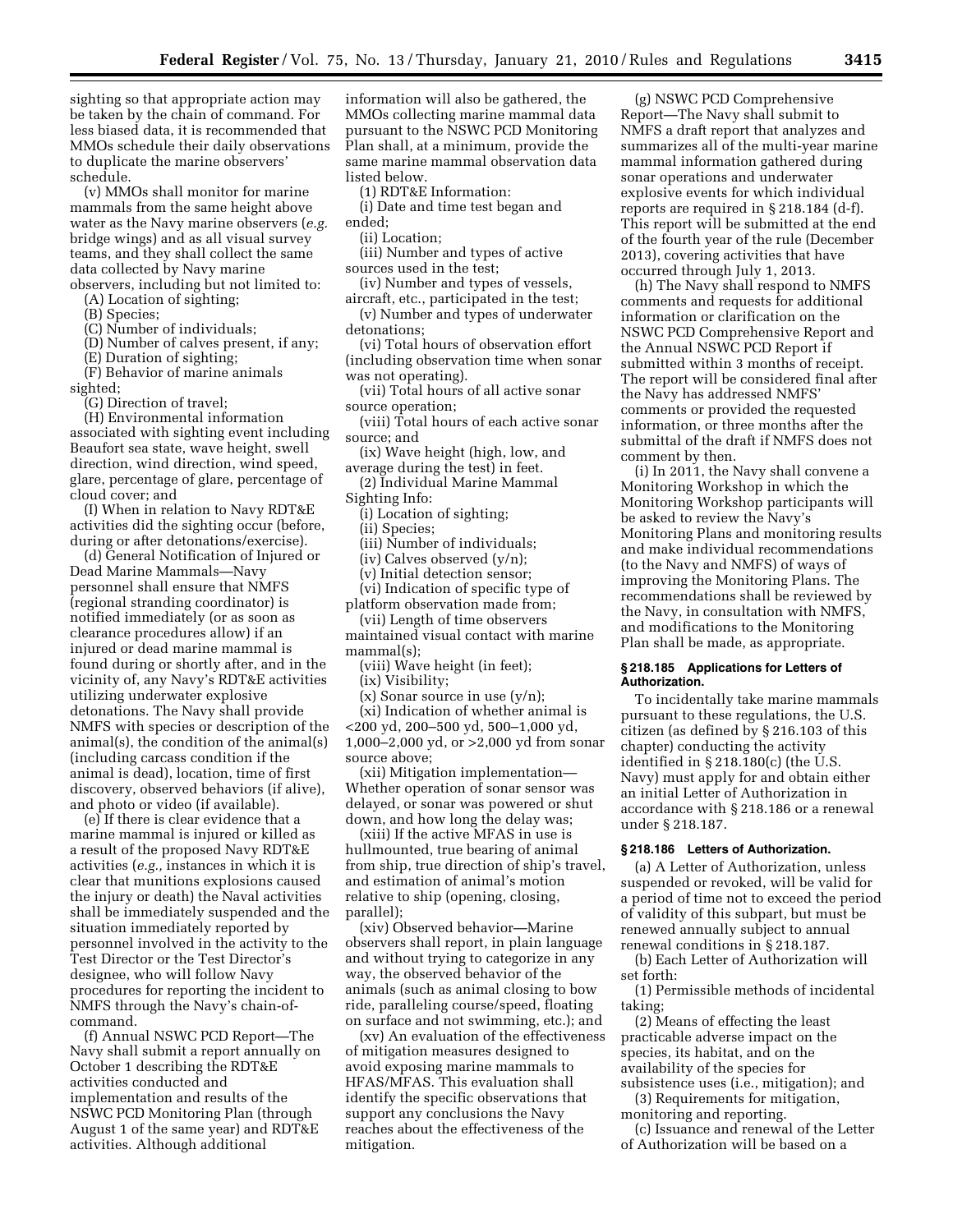sighting so that appropriate action may be taken by the chain of command. For less biased data, it is recommended that MMOs schedule their daily observations to duplicate the marine observers' schedule.

(v) MMOs shall monitor for marine mammals from the same height above water as the Navy marine observers (*e.g.* bridge wings) and as all visual survey teams, and they shall collect the same data collected by Navy marine observers, including but not limited to:

(A) Location of sighting;

(B) Species;

(C) Number of individuals;

(D) Number of calves present, if any;

(E) Duration of sighting;

(F) Behavior of marine animals sighted;

(G) Direction of travel;

(H) Environmental information associated with sighting event including Beaufort sea state, wave height, swell direction, wind direction, wind speed, glare, percentage of glare, percentage of cloud cover; and

(I) When in relation to Navy RDT&E activities did the sighting occur (before, during or after detonations/exercise).

(d) General Notification of Injured or Dead Marine Mammals—Navy personnel shall ensure that NMFS (regional stranding coordinator) is notified immediately (or as soon as clearance procedures allow) if an injured or dead marine mammal is found during or shortly after, and in the vicinity of, any Navy's RDT&E activities utilizing underwater explosive detonations. The Navy shall provide NMFS with species or description of the animal(s), the condition of the animal(s) (including carcass condition if the animal is dead), location, time of first discovery, observed behaviors (if alive), and photo or video (if available).

(e) If there is clear evidence that a marine mammal is injured or killed as a result of the proposed Navy RDT&E activities (*e.g.,* instances in which it is clear that munitions explosions caused the injury or death) the Naval activities shall be immediately suspended and the situation immediately reported by personnel involved in the activity to the Test Director or the Test Director's designee, who will follow Navy procedures for reporting the incident to NMFS through the Navy's chain-of-command.

(f) Annual NSWC PCD Report—The Navy shall submit a report annually on October 1 describing the RDT&E activities conducted and implementation and results of the NSWC PCD Monitoring Plan (through August 1 of the same year) and RDT&E activities. Although additional information will also be gathered, the MMOs collecting marine mammal data pursuant to the NSWC PCD Monitoring Plan shall, at a minimum, provide the same marine mammal observation data listed below.

(1) RDT&E Information:

(i) Date and time test began and ended;

(ii) Location;

(iii) Number and types of active sources used in the test;

(iv) Number and types of vessels, aircraft, etc., participated in the test;

(v) Number and types of underwater detonations;

(vi) Total hours of observation effort (including observation time when sonar was not operating).

(vii) Total hours of all active sonar source operation;

(viii) Total hours of each active sonar source; and

(ix) Wave height (high, low, and average during the test) in feet.

(2) Individual Marine Mammal Sighting Info:

(i) Location of sighting;

(ii) Species;

(iii) Number of individuals;

(iv) Calves observed (y/n);

(v) Initial detection sensor;

(vi) Indication of specific type of platform observation made from;

(vii) Length of time observers maintained visual contact with marine mammal(s);

(viii) Wave height (in feet);

(ix) Visibility;

(x) Sonar source in use (y/n);

(xi) Indication of whether animal is <200 yd, 200–500 yd, 500–1,000 yd, 1,000–2,000 yd, or >2,000 yd from sonar source above;

(xii) Mitigation implementation—Whether operation of sonar sensor was delayed, or sonar was powered or shut down, and how long the delay was;

(xiii) If the active MFAS in use is hullmounted, true bearing of animal from ship, true direction of ship's travel, and estimation of animal's motion relative to ship (opening, closing, parallel);

(xiv) Observed behavior—Marine observers shall report, in plain language and without trying to categorize in any way, the observed behavior of the animals (such as animal closing to bow ride, paralleling course/speed, floating on surface and not swimming, etc.); and

(xv) An evaluation of the effectiveness of mitigation measures designed to avoid exposing marine mammals to HFAS/MFAS. This evaluation shall identify the specific observations that support any conclusions the Navy reaches about the effectiveness of the mitigation.

(g) NSWC PCD Comprehensive Report—The Navy shall submit to NMFS a draft report that analyzes and summarizes all of the multi-year marine mammal information gathered during sonar operations and underwater explosive events for which individual reports are required in § 218.184 (d-f). This report will be submitted at the end of the fourth year of the rule (December 2013), covering activities that have occurred through July 1, 2013.

(h) The Navy shall respond to NMFS comments and requests for additional information or clarification on the NSWC PCD Comprehensive Report and the Annual NSWC PCD Report if submitted within 3 months of receipt. The report will be considered final after the Navy has addressed NMFS' comments or provided the requested information, or three months after the submittal of the draft if NMFS does not comment by then.

(i) In 2011, the Navy shall convene a Monitoring Workshop in which the Monitoring Workshop participants will be asked to review the Navy's Monitoring Plans and monitoring results and make individual recommendations (to the Navy and NMFS) of ways of improving the Monitoring Plans. The recommendations shall be reviewed by the Navy, in consultation with NMFS, and modifications to the Monitoring Plan shall be made, as appropriate.

### § 218.185 Applications for Letters of Authorization.

To incidentally take marine mammals pursuant to these regulations, the U.S. citizen (as defined by § 216.103 of this chapter) conducting the activity identified in § 218.180(c) (the U.S. Navy) must apply for and obtain either an initial Letter of Authorization in accordance with § 218.186 or a renewal under § 218.187.

### § 218.186 Letters of Authorization.

(a) A Letter of Authorization, unless suspended or revoked, will be valid for a period of time not to exceed the period of validity of this subpart, but must be renewed annually subject to annual renewal conditions in § 218.187.

(b) Each Letter of Authorization will set forth:

(1) Permissible methods of incidental taking;

(2) Means of effecting the least practicable adverse impact on the species, its habitat, and on the availability of the species for subsistence uses (i.e., mitigation); and

(3) Requirements for mitigation, monitoring and reporting.

(c) Issuance and renewal of the Letter of Authorization will be based on a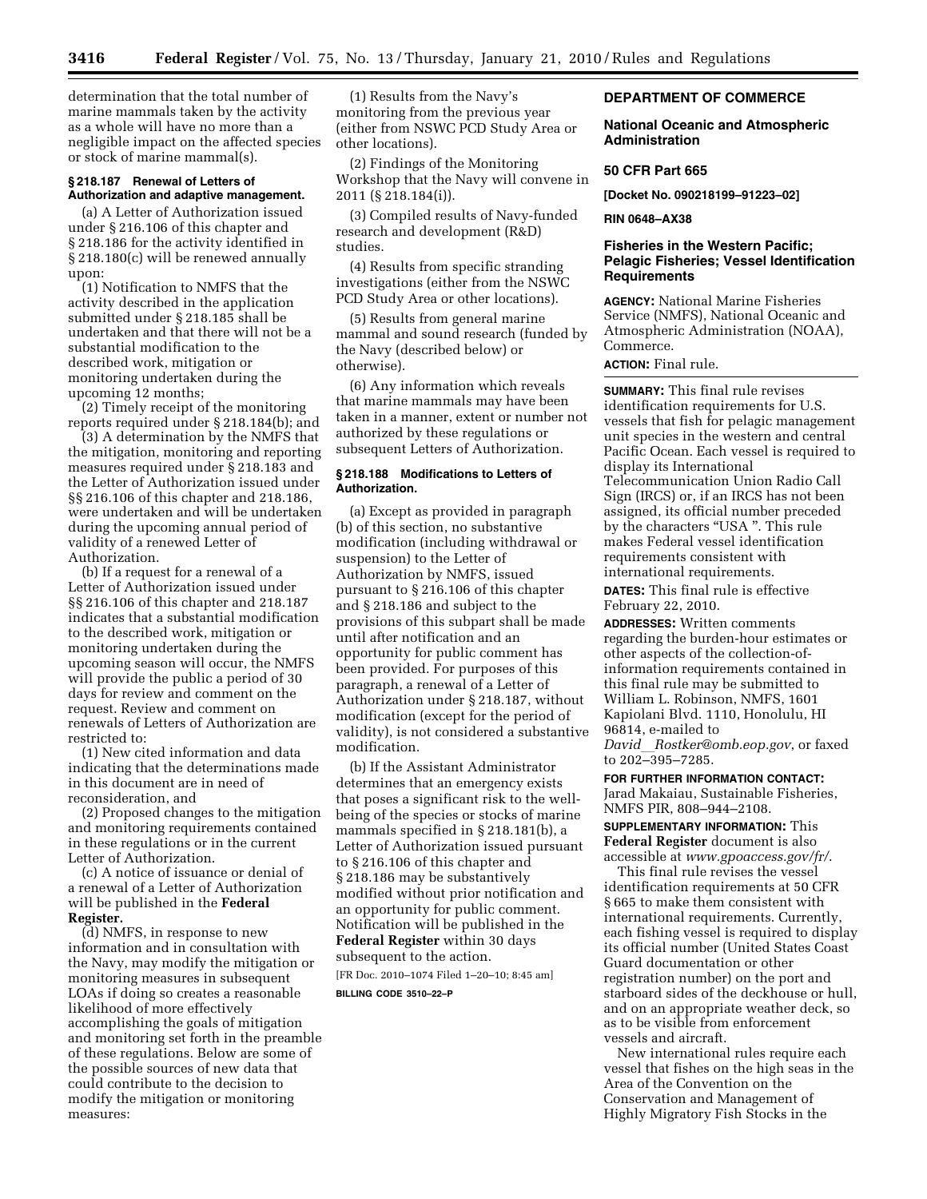determination that the total number of marine mammals taken by the activity as a whole will have no more than a negligible impact on the affected species or stock of marine mammal(s).

### § 218.187 Renewal of Letters of Authorization and adaptive management.

(a) A Letter of Authorization issued under § 216.106 of this chapter and § 218.186 for the activity identified in § 218.180(c) will be renewed annually upon:

(1) Notification to NMFS that the activity described in the application submitted under § 218.185 shall be undertaken and that there will not be a substantial modification to the described work, mitigation or monitoring undertaken during the upcoming 12 months;

(2) Timely receipt of the monitoring reports required under § 218.184(b); and

(3) A determination by the NMFS that the mitigation, monitoring and reporting measures required under § 218.183 and the Letter of Authorization issued under §§ 216.106 of this chapter and 218.186, were undertaken and will be undertaken during the upcoming annual period of validity of a renewed Letter of Authorization.

(b) If a request for a renewal of a Letter of Authorization issued under §§ 216.106 of this chapter and 218.187 indicates that a substantial modification to the described work, mitigation or monitoring undertaken during the upcoming season will occur, the NMFS will provide the public a period of 30 days for review and comment on the request. Review and comment on renewals of Letters of Authorization are restricted to:

(1) New cited information and data indicating that the determinations made in this document are in need of reconsideration, and

(2) Proposed changes to the mitigation and monitoring requirements contained in these regulations or in the current Letter of Authorization.

(c) A notice of issuance or denial of a renewal of a Letter of Authorization will be published in the **Federal Register.**

(d) NMFS, in response to new information and in consultation with the Navy, may modify the mitigation or monitoring measures in subsequent LOAs if doing so creates a reasonable likelihood of more effectively accomplishing the goals of mitigation and monitoring set forth in the preamble of these regulations. Below are some of the possible sources of new data that could contribute to the decision to modify the mitigation or monitoring measures:

(1) Results from the Navy's monitoring from the previous year (either from NSWC PCD Study Area or other locations).

(2) Findings of the Monitoring Workshop that the Navy will convene in 2011 (§ 218.184(i)).

(3) Compiled results of Navy-funded research and development (R&D) studies.

(4) Results from specific stranding investigations (either from the NSWC PCD Study Area or other locations).

(5) Results from general marine mammal and sound research (funded by the Navy (described below) or otherwise).

(6) Any information which reveals that marine mammals may have been taken in a manner, extent or number not authorized by these regulations or subsequent Letters of Authorization.

### § 218.188 Modifications to Letters of Authorization.

(a) Except as provided in paragraph (b) of this section, no substantive modification (including withdrawal or suspension) to the Letter of Authorization by NMFS, issued pursuant to § 216.106 of this chapter and § 218.186 and subject to the provisions of this subpart shall be made until after notification and an opportunity for public comment has been provided. For purposes of this paragraph, a renewal of a Letter of Authorization under § 218.187, without modification (except for the period of validity), is not considered a substantive modification.

(b) If the Assistant Administrator determines that an emergency exists that poses a significant risk to the well-being of the species or stocks of marine mammals specified in § 218.181(b), a Letter of Authorization issued pursuant to § 216.106 of this chapter and § 218.186 may be substantively modified without prior notification and an opportunity for public comment. Notification will be published in the **Federal Register** within 30 days subsequent to the action.

[FR Doc. 2010–1074 Filed 1–20–10; 8:45 am]

**BILLING CODE 3510–22–P**

---

**DEPARTMENT OF COMMERCE**

**National Oceanic and Atmospheric Administration**

**50 CFR Part 665**

**[Docket No. 090218199–91223–02]**

**RIN 0648–AX38**

## Fisheries in the Western Pacific; Pelagic Fisheries; Vessel Identification Requirements

**AGENCY:** National Marine Fisheries Service (NMFS), National Oceanic and Atmospheric Administration (NOAA), Commerce.

**ACTION:** Final rule.

**SUMMARY:** This final rule revises identification requirements for U.S. vessels that fish for pelagic management unit species in the western and central Pacific Ocean. Each vessel is required to display its International Telecommunication Union Radio Call Sign (IRCS) or, if an IRCS has not been assigned, its official number preceded by the characters "USA ". This rule makes Federal vessel identification requirements consistent with international requirements.

**DATES:** This final rule is effective February 22, 2010.

**ADDRESSES:** Written comments regarding the burden-hour estimates or other aspects of the collection-of-information requirements contained in this final rule may be submitted to William L. Robinson, NMFS, 1601 Kapiolani Blvd. 1110, Honolulu, HI 96814, e-mailed to *David_Rostker@omb.eop.gov*, or faxed to 202–395–7285.

**FOR FURTHER INFORMATION CONTACT:** Jarad Makaiau, Sustainable Fisheries, NMFS PIR, 808–944–2108.

**SUPPLEMENTARY INFORMATION:** This **Federal Register** document is also accessible at *www.gpoaccess.gov/fr/*.

This final rule revises the vessel identification requirements at 50 CFR § 665 to make them consistent with international requirements. Currently, each fishing vessel is required to display its official number (United States Coast Guard documentation or other registration number) on the port and starboard sides of the deckhouse or hull, and on an appropriate weather deck, so as to be visible from enforcement vessels and aircraft.

New international rules require each vessel that fishes on the high seas in the Area of the Convention on the Conservation and Management of Highly Migratory Fish Stocks in the